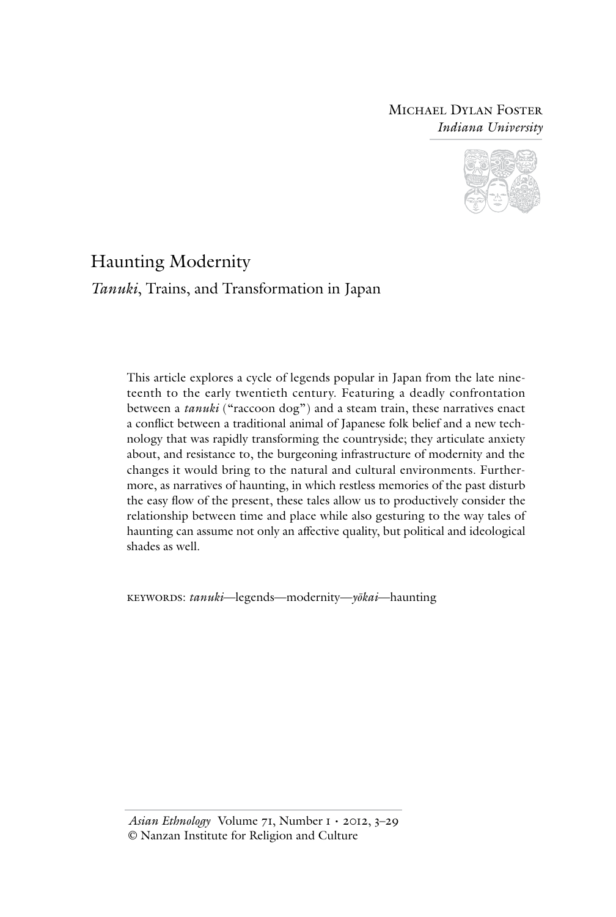Michael Dylan Foster
*Indiana University*

# Haunting Modernity

## *Tanuki*, Trains, and Transformation in Japan

This article explores a cycle of legends popular in Japan from the late nineteenth to the early twentieth century. Featuring a deadly confrontation between a *tanuki* ("raccoon dog") and a steam train, these narratives enact a conflict between a traditional animal of Japanese folk belief and a new technology that was rapidly transforming the countryside; they articulate anxiety about, and resistance to, the burgeoning infrastructure of modernity and the changes it would bring to the natural and cultural environments. Furthermore, as narratives of haunting, in which restless memories of the past disturb the easy flow of the present, these tales allow us to productively consider the relationship between time and place while also gesturing to the way tales of haunting can assume not only an affective quality, but political and ideological shades as well.

keywords: *tanuki*—legends—modernity—*yōkai*—haunting

*Asian Ethnology* Volume 71, Number 1 • 2012, 3–29
© Nanzan Institute for Religion and Culture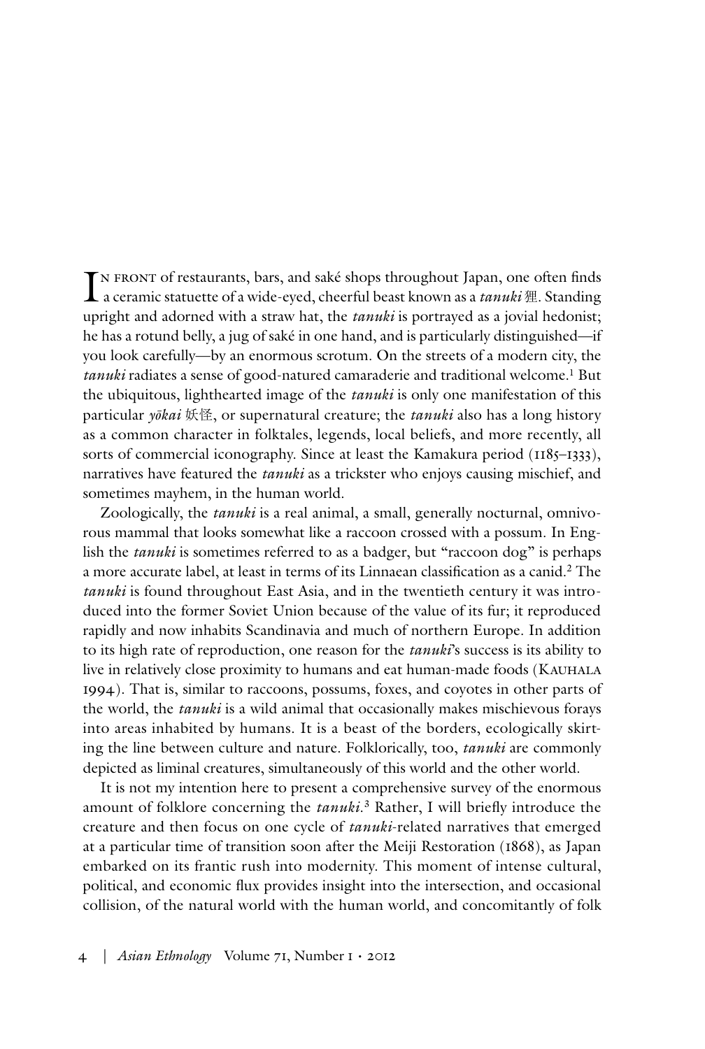In front of restaurants, bars, and saké shops throughout Japan, one often finds a ceramic statuette of a wide-eyed, cheerful beast known as a *tanuki* 狸. Standing upright and adorned with a straw hat, the *tanuki* is portrayed as a jovial hedonist; he has a rotund belly, a jug of saké in one hand, and is particularly distinguished—if you look carefully—by an enormous scrotum. On the streets of a modern city, the *tanuki* radiates a sense of good-natured camaraderie and traditional welcome.[1] But the ubiquitous, lighthearted image of the *tanuki* is only one manifestation of this particular *yōkai* 妖怪, or supernatural creature; the *tanuki* also has a long history as a common character in folktales, legends, local beliefs, and more recently, all sorts of commercial iconography. Since at least the Kamakura period (1185–1333), narratives have featured the *tanuki* as a trickster who enjoys causing mischief, and sometimes mayhem, in the human world.

Zoologically, the *tanuki* is a real animal, a small, generally nocturnal, omnivorous mammal that looks somewhat like a raccoon crossed with a possum. In English the *tanuki* is sometimes referred to as a badger, but "raccoon dog" is perhaps a more accurate label, at least in terms of its Linnaean classification as a canid.[2] The *tanuki* is found throughout East Asia, and in the twentieth century it was introduced into the former Soviet Union because of the value of its fur; it reproduced rapidly and now inhabits Scandinavia and much of northern Europe. In addition to its high rate of reproduction, one reason for the *tanuki*'s success is its ability to live in relatively close proximity to humans and eat human-made foods (Kauhala 1994). That is, similar to raccoons, possums, foxes, and coyotes in other parts of the world, the *tanuki* is a wild animal that occasionally makes mischievous forays into areas inhabited by humans. It is a beast of the borders, ecologically skirting the line between culture and nature. Folklorically, too, *tanuki* are commonly depicted as liminal creatures, simultaneously of this world and the other world.

It is not my intention here to present a comprehensive survey of the enormous amount of folklore concerning the *tanuki*.[3] Rather, I will briefly introduce the creature and then focus on one cycle of *tanuki*-related narratives that emerged at a particular time of transition soon after the Meiji Restoration (1868), as Japan embarked on its frantic rush into modernity. This moment of intense cultural, political, and economic flux provides insight into the intersection, and occasional collision, of the natural world with the human world, and concomitantly of folk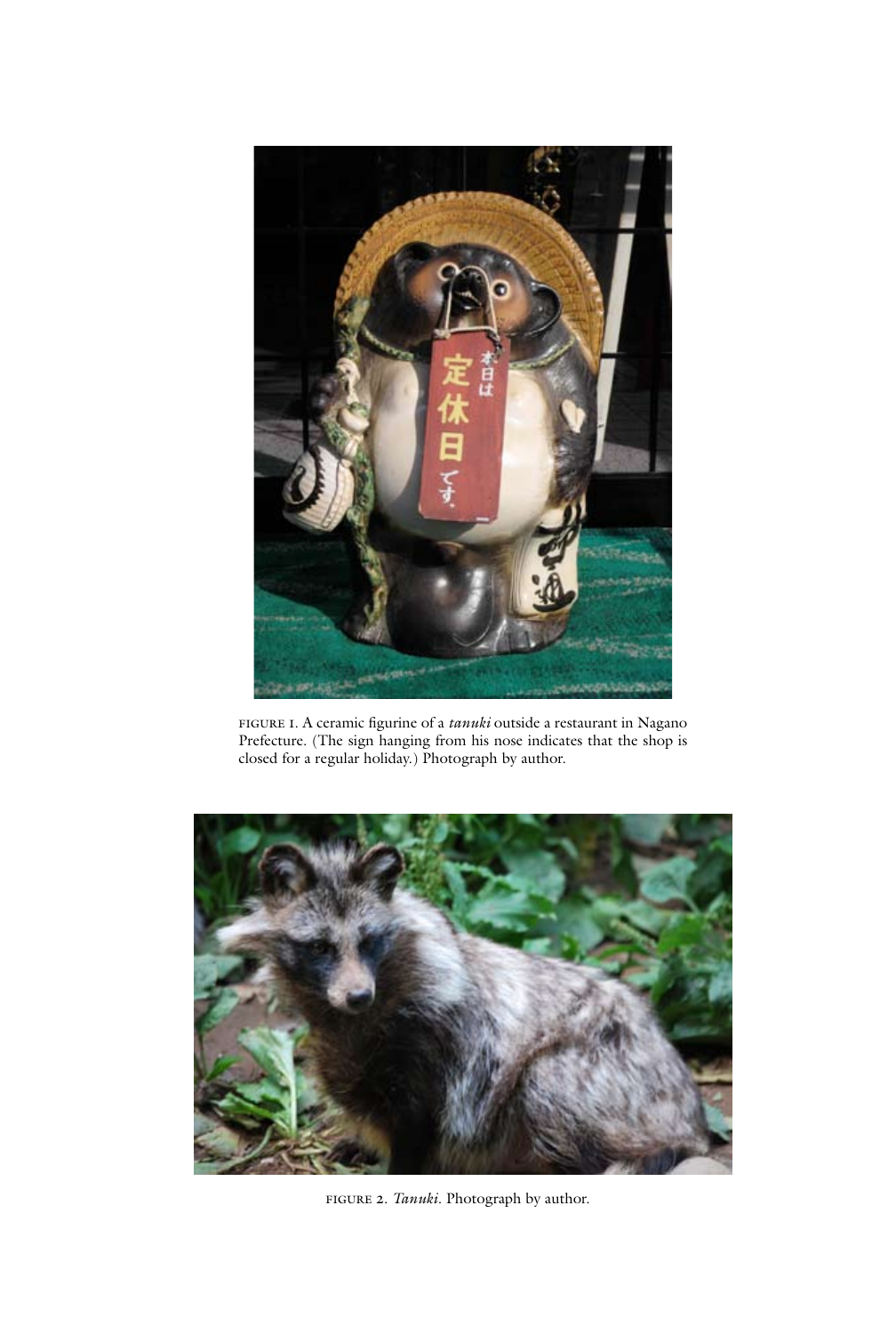FIGURE 1. A ceramic figurine of a *tanuki* outside a restaurant in Nagano Prefecture. (The sign hanging from his nose indicates that the shop is closed for a regular holiday.) Photograph by author.

FIGURE 2. *Tanuki*. Photograph by author.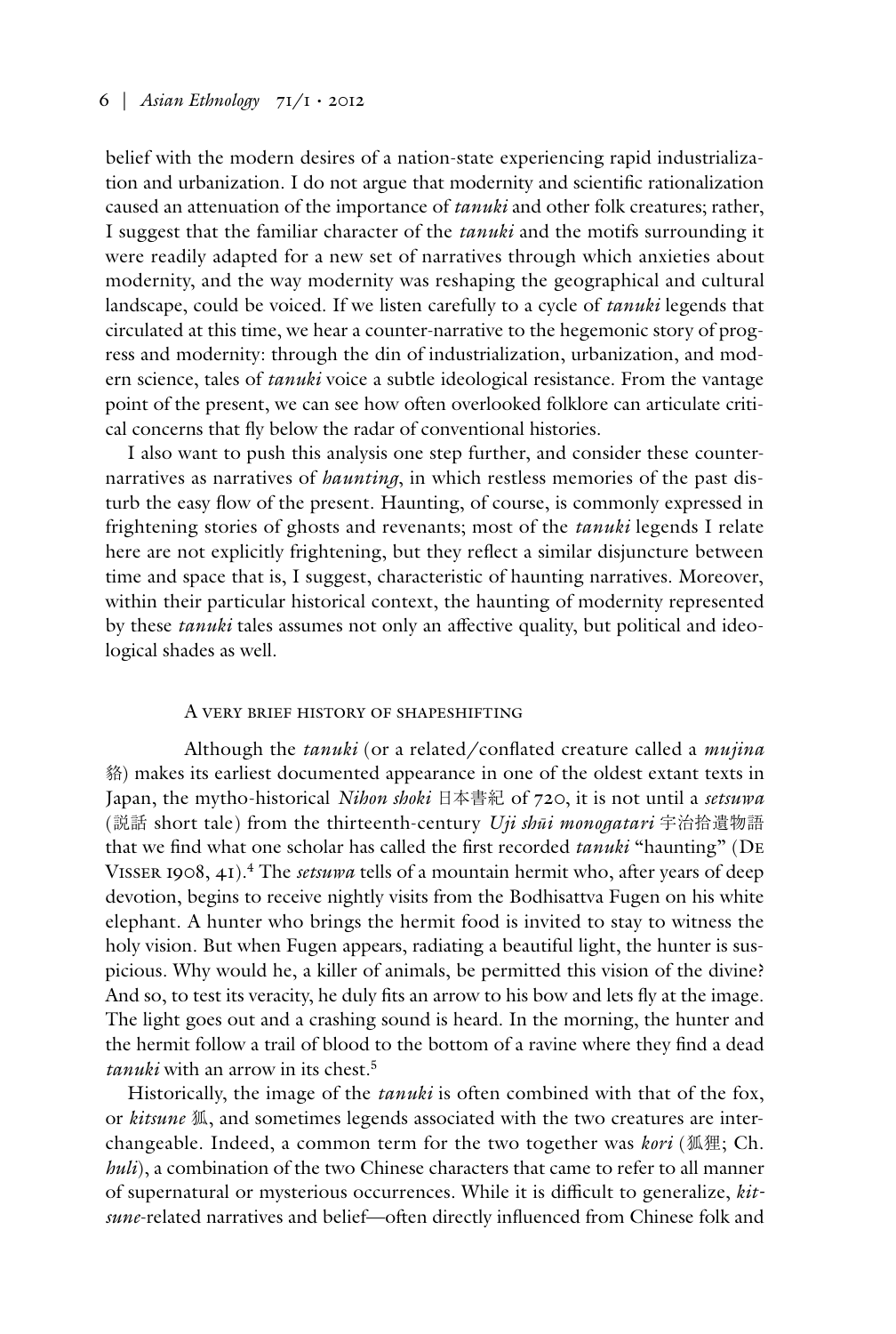belief with the modern desires of a nation-state experiencing rapid industrialization and urbanization. I do not argue that modernity and scientific rationalization caused an attenuation of the importance of *tanuki* and other folk creatures; rather, I suggest that the familiar character of the *tanuki* and the motifs surrounding it were readily adapted for a new set of narratives through which anxieties about modernity, and the way modernity was reshaping the geographical and cultural landscape, could be voiced. If we listen carefully to a cycle of *tanuki* legends that circulated at this time, we hear a counter-narrative to the hegemonic story of progress and modernity: through the din of industrialization, urbanization, and modern science, tales of *tanuki* voice a subtle ideological resistance. From the vantage point of the present, we can see how often overlooked folklore can articulate critical concerns that fly below the radar of conventional histories.

I also want to push this analysis one step further, and consider these counter-narratives as narratives of *haunting*, in which restless memories of the past disturb the easy flow of the present. Haunting, of course, is commonly expressed in frightening stories of ghosts and revenants; most of the *tanuki* legends I relate here are not explicitly frightening, but they reflect a similar disjuncture between time and space that is, I suggest, characteristic of haunting narratives. Moreover, within their particular historical context, the haunting of modernity represented by these *tanuki* tales assumes not only an affective quality, but political and ideological shades as well.

## A very brief history of shapeshifting

Although the *tanuki* (or a related/conflated creature called a *mujina* 貉) makes its earliest documented appearance in one of the oldest extant texts in Japan, the mytho-historical *Nihon shoki* 日本書紀 of 720, it is not until a *setsuwa* (説話 short tale) from the thirteenth-century *Uji shūi monogatari* 宇治拾遺物語 that we find what one scholar has called the first recorded *tanuki* "haunting" (De Visser 1908, 41).[4] The *setsuwa* tells of a mountain hermit who, after years of deep devotion, begins to receive nightly visits from the Bodhisattva Fugen on his white elephant. A hunter who brings the hermit food is invited to stay to witness the holy vision. But when Fugen appears, radiating a beautiful light, the hunter is suspicious. Why would he, a killer of animals, be permitted this vision of the divine? And so, to test its veracity, he duly fits an arrow to his bow and lets fly at the image. The light goes out and a crashing sound is heard. In the morning, the hunter and the hermit follow a trail of blood to the bottom of a ravine where they find a dead *tanuki* with an arrow in its chest.[5]

Historically, the image of the *tanuki* is often combined with that of the fox, or *kitsune* 狐, and sometimes legends associated with the two creatures are interchangeable. Indeed, a common term for the two together was *kori* (狐狸; Ch. *huli*), a combination of the two Chinese characters that came to refer to all manner of supernatural or mysterious occurrences. While it is difficult to generalize, *kitsune*-related narratives and belief—often directly influenced from Chinese folk and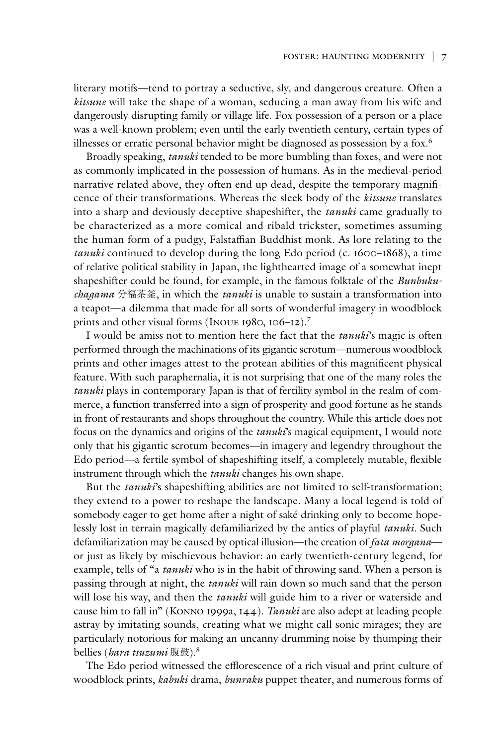literary motifs—tend to portray a seductive, sly, and dangerous creature. Often a *kitsune* will take the shape of a woman, seducing a man away from his wife and dangerously disrupting family or village life. Fox possession of a person or a place was a well-known problem; even until the early twentieth century, certain types of illnesses or erratic personal behavior might be diagnosed as possession by a fox.[6]

Broadly speaking, *tanuki* tended to be more bumbling than foxes, and were not as commonly implicated in the possession of humans. As in the medieval-period narrative related above, they often end up dead, despite the temporary magnificence of their transformations. Whereas the sleek body of the *kitsune* translates into a sharp and deviously deceptive shapeshifter, the *tanuki* came gradually to be characterized as a more comical and ribald trickster, sometimes assuming the human form of a pudgy, Falstaffian Buddhist monk. As lore relating to the *tanuki* continued to develop during the long Edo period (c. 1600–1868), a time of relative political stability in Japan, the lighthearted image of a somewhat inept shapeshifter could be found, for example, in the famous folktale of the *Bunbuku-chagama* 分福茶釜, in which the *tanuki* is unable to sustain a transformation into a teapot—a dilemma that made for all sorts of wonderful imagery in woodblock prints and other visual forms (Inoue 1980, 106–12).[7]

I would be amiss not to mention here the fact that the *tanuki*'s magic is often performed through the machinations of its gigantic scrotum—numerous woodblock prints and other images attest to the protean abilities of this magnificent physical feature. With such paraphernalia, it is not surprising that one of the many roles the *tanuki* plays in contemporary Japan is that of fertility symbol in the realm of commerce, a function transferred into a sign of prosperity and good fortune as he stands in front of restaurants and shops throughout the country. While this article does not focus on the dynamics and origins of the *tanuki*'s magical equipment, I would note only that his gigantic scrotum becomes—in imagery and legendry throughout the Edo period—a fertile symbol of shapeshifting itself, a completely mutable, flexible instrument through which the *tanuki* changes his own shape.

But the *tanuki*'s shapeshifting abilities are not limited to self-transformation; they extend to a power to reshape the landscape. Many a local legend is told of somebody eager to get home after a night of saké drinking only to become hopelessly lost in terrain magically defamiliarized by the antics of playful *tanuki*. Such defamiliarization may be caused by optical illusion—the creation of *fata morgana*—or just as likely by mischievous behavior: an early twentieth-century legend, for example, tells of "a *tanuki* who is in the habit of throwing sand. When a person is passing through at night, the *tanuki* will rain down so much sand that the person will lose his way, and then the *tanuki* will guide him to a river or waterside and cause him to fall in" (Konno 1999a, 144). *Tanuki* are also adept at leading people astray by imitating sounds, creating what we might call sonic mirages; they are particularly notorious for making an uncanny drumming noise by thumping their bellies (*hara tsuzumi* 腹鼓).[8]

The Edo period witnessed the efflorescence of a rich visual and print culture of woodblock prints, *kabuki* drama, *bunraku* puppet theater, and numerous forms of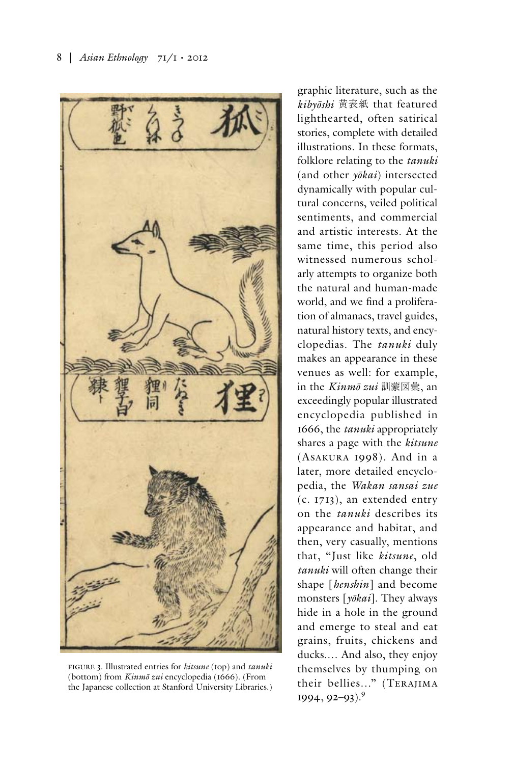FIGURE 3. Illustrated entries for *kitsune* (top) and *tanuki* (bottom) from *Kinmō zui* encyclopedia (1666). (From the Japanese collection at Stanford University Libraries.)

graphic literature, such as the *kibyōshi* 黄表紙 that featured lighthearted, often satirical stories, complete with detailed illustrations. In these formats, folklore relating to the *tanuki* (and other *yōkai*) intersected dynamically with popular cultural concerns, veiled political sentiments, and commercial and artistic interests. At the same time, this period also witnessed numerous scholarly attempts to organize both the natural and human-made world, and we find a proliferation of almanacs, travel guides, natural history texts, and encyclopedias. The *tanuki* duly makes an appearance in these venues as well: for example, in the *Kinmō zui* 訓蒙図彙, an exceedingly popular illustrated encyclopedia published in 1666, the *tanuki* appropriately shares a page with the *kitsune* (Asakura 1998). And in a later, more detailed encyclopedia, the *Wakan sansai zue* (c. 1713), an extended entry on the *tanuki* describes its appearance and habitat, and then, very casually, mentions that, "Just like *kitsune*, old *tanuki* will often change their shape [*henshin*] and become monsters [*yōkai*]. They always hide in a hole in the ground and emerge to steal and eat grains, fruits, chickens and ducks.... And also, they enjoy themselves by thumping on their bellies..." (Terajima 1994, 92–93).[9]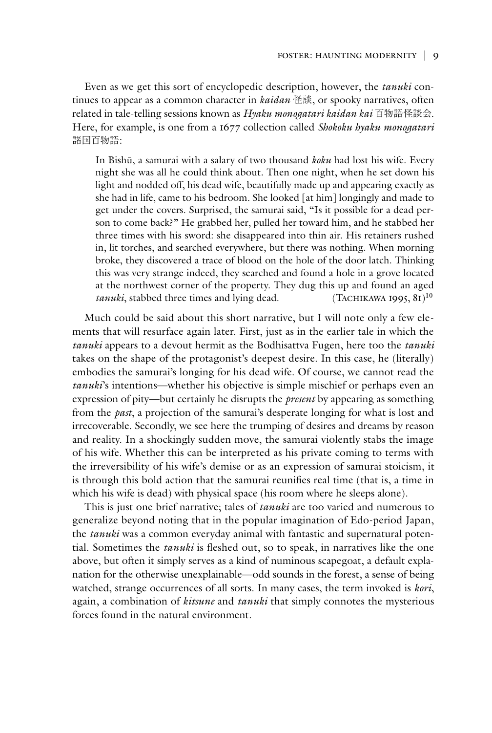Even as we get this sort of encyclopedic description, however, the *tanuki* continues to appear as a common character in *kaidan* 怪談, or spooky narratives, often related in tale-telling sessions known as *Hyaku monogatari kaidan kai* 百物語怪談会. Here, for example, is one from a 1677 collection called *Shokoku hyaku monogatari* 諸国百物語:

> In Bishū, a samurai with a salary of two thousand *koku* had lost his wife. Every night she was all he could think about. Then one night, when he set down his light and nodded off, his dead wife, beautifully made up and appearing exactly as she had in life, came to his bedroom. She looked [at him] longingly and made to get under the covers. Surprised, the samurai said, "Is it possible for a dead person to come back?" He grabbed her, pulled her toward him, and he stabbed her three times with his sword: she disappeared into thin air. His retainers rushed in, lit torches, and searched everywhere, but there was nothing. When morning broke, they discovered a trace of blood on the hole of the door latch. Thinking this was very strange indeed, they searched and found a hole in a grove located at the northwest corner of the property. They dug this up and found an aged *tanuki*, stabbed three times and lying dead. (Tachikawa 1995, 81)[10]

Much could be said about this short narrative, but I will note only a few elements that will resurface again later. First, just as in the earlier tale in which the *tanuki* appears to a devout hermit as the Bodhisattva Fugen, here too the *tanuki* takes on the shape of the protagonist's deepest desire. In this case, he (literally) embodies the samurai's longing for his dead wife. Of course, we cannot read the *tanuki*'s intentions—whether his objective is simple mischief or perhaps even an expression of pity—but certainly he disrupts the *present* by appearing as something from the *past*, a projection of the samurai's desperate longing for what is lost and irrecoverable. Secondly, we see here the trumping of desires and dreams by reason and reality. In a shockingly sudden move, the samurai violently stabs the image of his wife. Whether this can be interpreted as his private coming to terms with the irreversibility of his wife's demise or as an expression of samurai stoicism, it is through this bold action that the samurai reunifies real time (that is, a time in which his wife is dead) with physical space (his room where he sleeps alone).

This is just one brief narrative; tales of *tanuki* are too varied and numerous to generalize beyond noting that in the popular imagination of Edo-period Japan, the *tanuki* was a common everyday animal with fantastic and supernatural potential. Sometimes the *tanuki* is fleshed out, so to speak, in narratives like the one above, but often it simply serves as a kind of numinous scapegoat, a default explanation for the otherwise unexplainable—odd sounds in the forest, a sense of being watched, strange occurrences of all sorts. In many cases, the term invoked is *kori*, again, a combination of *kitsune* and *tanuki* that simply connotes the mysterious forces found in the natural environment.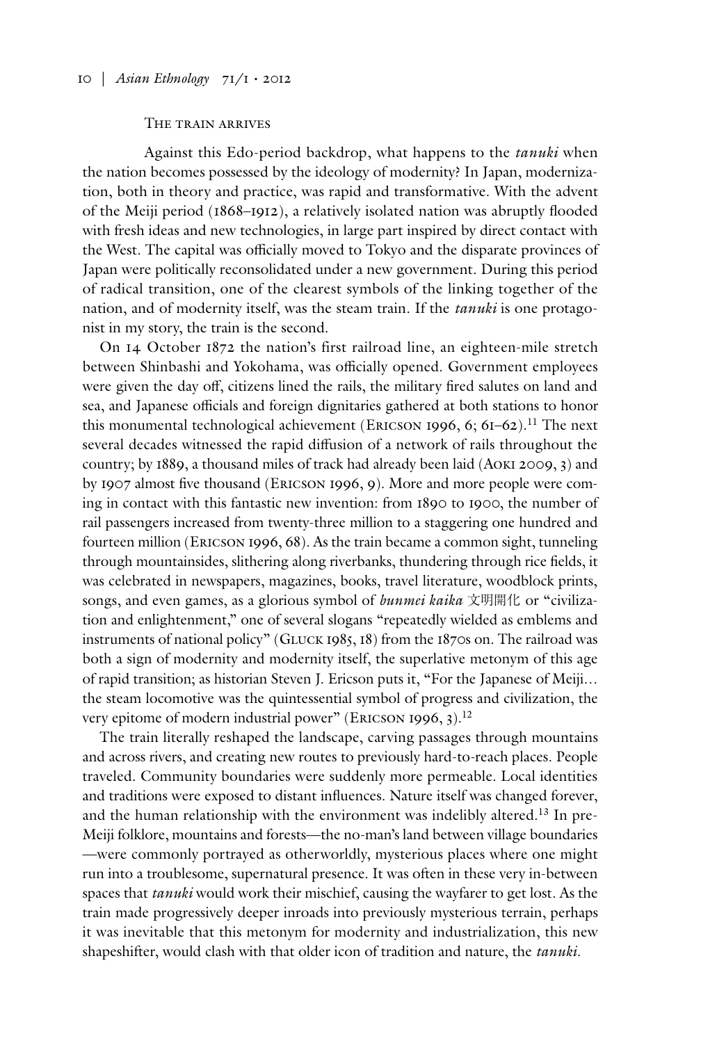## The train arrives

Against this Edo-period backdrop, what happens to the *tanuki* when the nation becomes possessed by the ideology of modernity? In Japan, modernization, both in theory and practice, was rapid and transformative. With the advent of the Meiji period (1868–1912), a relatively isolated nation was abruptly flooded with fresh ideas and new technologies, in large part inspired by direct contact with the West. The capital was officially moved to Tokyo and the disparate provinces of Japan were politically reconsolidated under a new government. During this period of radical transition, one of the clearest symbols of the linking together of the nation, and of modernity itself, was the steam train. If the *tanuki* is one protagonist in my story, the train is the second.

On 14 October 1872 the nation's first railroad line, an eighteen-mile stretch between Shinbashi and Yokohama, was officially opened. Government employees were given the day off, citizens lined the rails, the military fired salutes on land and sea, and Japanese officials and foreign dignitaries gathered at both stations to honor this monumental technological achievement (Ericson 1996, 6; 61–62).[11] The next several decades witnessed the rapid diffusion of a network of rails throughout the country; by 1889, a thousand miles of track had already been laid (Aoki 2009, 3) and by 1907 almost five thousand (Ericson 1996, 9). More and more people were coming in contact with this fantastic new invention: from 1890 to 1900, the number of rail passengers increased from twenty-three million to a staggering one hundred and fourteen million (Ericson 1996, 68). As the train became a common sight, tunneling through mountainsides, slithering along riverbanks, thundering through rice fields, it was celebrated in newspapers, magazines, books, travel literature, woodblock prints, songs, and even games, as a glorious symbol of *bunmei kaika* 文明開化 or "civilization and enlightenment," one of several slogans "repeatedly wielded as emblems and instruments of national policy" (Gluck 1985, 18) from the 1870s on. The railroad was both a sign of modernity and modernity itself, the superlative metonym of this age of rapid transition; as historian Steven J. Ericson puts it, "For the Japanese of Meiji… the steam locomotive was the quintessential symbol of progress and civilization, the very epitome of modern industrial power" (Ericson 1996, 3).[12]

The train literally reshaped the landscape, carving passages through mountains and across rivers, and creating new routes to previously hard-to-reach places. People traveled. Community boundaries were suddenly more permeable. Local identities and traditions were exposed to distant influences. Nature itself was changed forever, and the human relationship with the environment was indelibly altered.[13] In pre-Meiji folklore, mountains and forests—the no-man's land between village boundaries—were commonly portrayed as otherworldly, mysterious places where one might run into a troublesome, supernatural presence. It was often in these very in-between spaces that *tanuki* would work their mischief, causing the wayfarer to get lost. As the train made progressively deeper inroads into previously mysterious terrain, perhaps it was inevitable that this metonym for modernity and industrialization, this new shapeshifter, would clash with that older icon of tradition and nature, the *tanuki*.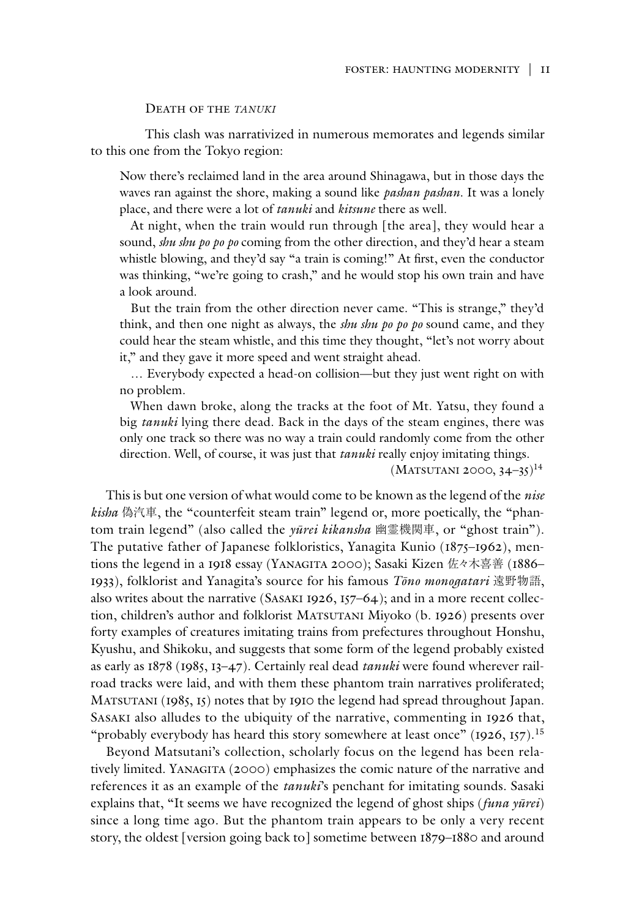### Death of the *tanuki*

This clash was narrativized in numerous memorates and legends similar to this one from the Tokyo region:

> Now there's reclaimed land in the area around Shinagawa, but in those days the waves ran against the shore, making a sound like *pashan pashan*. It was a lonely place, and there were a lot of *tanuki* and *kitsune* there as well.
>
> At night, when the train would run through [the area], they would hear a sound, *shu shu po po po* coming from the other direction, and they'd hear a steam whistle blowing, and they'd say "a train is coming!" At first, even the conductor was thinking, "we're going to crash," and he would stop his own train and have a look around.
>
> But the train from the other direction never came. "This is strange," they'd think, and then one night as always, the *shu shu po po po* sound came, and they could hear the steam whistle, and this time they thought, "let's not worry about it," and they gave it more speed and went straight ahead.
>
> … Everybody expected a head-on collision—but they just went right on with no problem.
>
> When dawn broke, along the tracks at the foot of Mt. Yatsu, they found a big *tanuki* lying there dead. Back in the days of the steam engines, there was only one track so there was no way a train could randomly come from the other direction. Well, of course, it was just that *tanuki* really enjoy imitating things.
>
> (Matsutani 2000, 34–35)[14]

This is but one version of what would come to be known as the legend of the *nise kisha* 偽汽車, the "counterfeit steam train" legend or, more poetically, the "phantom train legend" (also called the *yūrei kikansha* 幽霊機関車, or "ghost train"). The putative father of Japanese folkloristics, Yanagita Kunio (1875–1962), mentions the legend in a 1918 essay (Yanagita 2000); Sasaki Kizen 佐々木喜善 (1886–1933), folklorist and Yanagita's source for his famous *Tōno monogatari* 遠野物語, also writes about the narrative (Sasaki 1926, 157–64); and in a more recent collection, children's author and folklorist Matsutani Miyoko (b. 1926) presents over forty examples of creatures imitating trains from prefectures throughout Honshu, Kyushu, and Shikoku, and suggests that some form of the legend probably existed as early as 1878 (1985, 13–47). Certainly real dead *tanuki* were found wherever railroad tracks were laid, and with them these phantom train narratives proliferated; Matsutani (1985, 15) notes that by 1910 the legend had spread throughout Japan. Sasaki also alludes to the ubiquity of the narrative, commenting in 1926 that, "probably everybody has heard this story somewhere at least once" (1926, 157).[15]

Beyond Matsutani's collection, scholarly focus on the legend has been relatively limited. Yanagita (2000) emphasizes the comic nature of the narrative and references it as an example of the *tanuki*'s penchant for imitating sounds. Sasaki explains that, "It seems we have recognized the legend of ghost ships (*funa yūrei*) since a long time ago. But the phantom train appears to be only a very recent story, the oldest [version going back to] sometime between 1879–1880 and around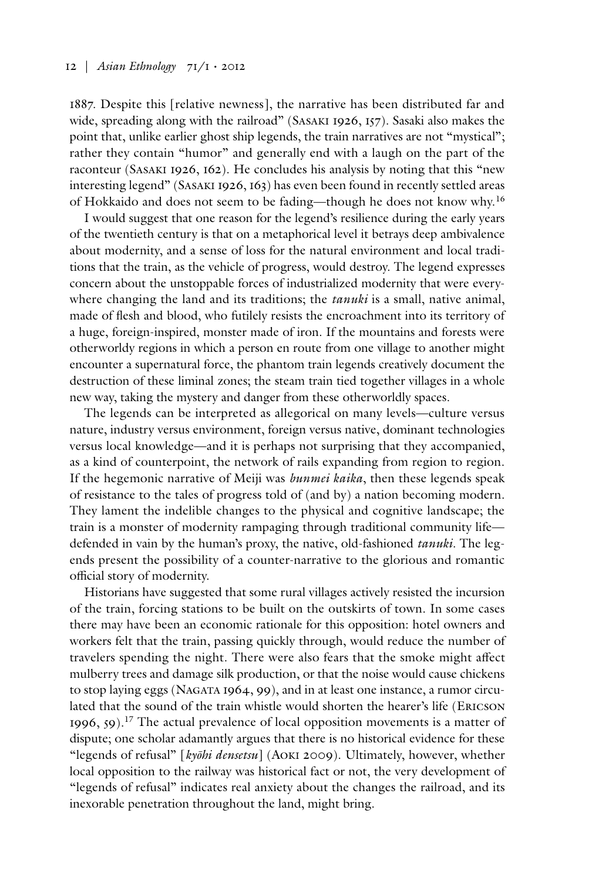1887. Despite this [relative newness], the narrative has been distributed far and wide, spreading along with the railroad" (Sasaki 1926, 157). Sasaki also makes the point that, unlike earlier ghost ship legends, the train narratives are not "mystical"; rather they contain "humor" and generally end with a laugh on the part of the raconteur (Sasaki 1926, 162). He concludes his analysis by noting that this "new interesting legend" (Sasaki 1926, 163) has even been found in recently settled areas of Hokkaido and does not seem to be fading—though he does not know why.[16]

I would suggest that one reason for the legend's resilience during the early years of the twentieth century is that on a metaphorical level it betrays deep ambivalence about modernity, and a sense of loss for the natural environment and local traditions that the train, as the vehicle of progress, would destroy. The legend expresses concern about the unstoppable forces of industrialized modernity that were everywhere changing the land and its traditions; the *tanuki* is a small, native animal, made of flesh and blood, who futilely resists the encroachment into its territory of a huge, foreign-inspired, monster made of iron. If the mountains and forests were otherworldy regions in which a person en route from one village to another might encounter a supernatural force, the phantom train legends creatively document the destruction of these liminal zones; the steam train tied together villages in a whole new way, taking the mystery and danger from these otherworldly spaces.

The legends can be interpreted as allegorical on many levels—culture versus nature, industry versus environment, foreign versus native, dominant technologies versus local knowledge—and it is perhaps not surprising that they accompanied, as a kind of counterpoint, the network of rails expanding from region to region. If the hegemonic narrative of Meiji was *bunmei kaika*, then these legends speak of resistance to the tales of progress told of (and by) a nation becoming modern. They lament the indelible changes to the physical and cognitive landscape; the train is a monster of modernity rampaging through traditional community life—defended in vain by the human's proxy, the native, old-fashioned *tanuki*. The legends present the possibility of a counter-narrative to the glorious and romantic official story of modernity.

Historians have suggested that some rural villages actively resisted the incursion of the train, forcing stations to be built on the outskirts of town. In some cases there may have been an economic rationale for this opposition: hotel owners and workers felt that the train, passing quickly through, would reduce the number of travelers spending the night. There were also fears that the smoke might affect mulberry trees and damage silk production, or that the noise would cause chickens to stop laying eggs (Nagata 1964, 99), and in at least one instance, a rumor circulated that the sound of the train whistle would shorten the hearer's life (Ericson 1996, 59).[17] The actual prevalence of local opposition movements is a matter of dispute; one scholar adamantly argues that there is no historical evidence for these "legends of refusal" [*kyōhi densetsu*] (Aoki 2009). Ultimately, however, whether local opposition to the railway was historical fact or not, the very development of "legends of refusal" indicates real anxiety about the changes the railroad, and its inexorable penetration throughout the land, might bring.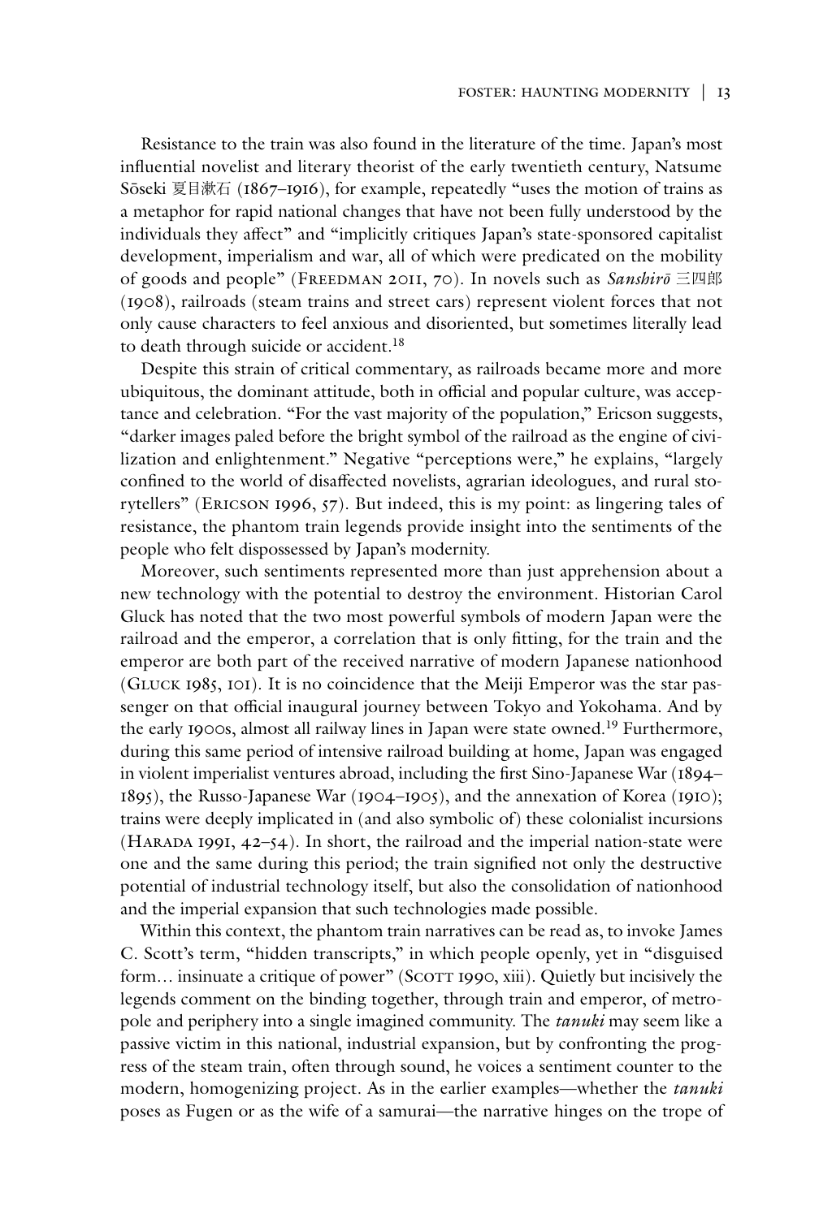Resistance to the train was also found in the literature of the time. Japan's most influential novelist and literary theorist of the early twentieth century, Natsume Sōseki 夏目漱石 (1867–1916), for example, repeatedly "uses the motion of trains as a metaphor for rapid national changes that have not been fully understood by the individuals they affect" and "implicitly critiques Japan's state-sponsored capitalist development, imperialism and war, all of which were predicated on the mobility of goods and people" (Freedman 2011, 70). In novels such as *Sanshirō* 三四郎 (1908), railroads (steam trains and street cars) represent violent forces that not only cause characters to feel anxious and disoriented, but sometimes literally lead to death through suicide or accident.[18]

Despite this strain of critical commentary, as railroads became more and more ubiquitous, the dominant attitude, both in official and popular culture, was acceptance and celebration. "For the vast majority of the population," Ericson suggests, "darker images paled before the bright symbol of the railroad as the engine of civilization and enlightenment." Negative "perceptions were," he explains, "largely confined to the world of disaffected novelists, agrarian ideologues, and rural storytellers" (Ericson 1996, 57). But indeed, this is my point: as lingering tales of resistance, the phantom train legends provide insight into the sentiments of the people who felt dispossessed by Japan's modernity.

Moreover, such sentiments represented more than just apprehension about a new technology with the potential to destroy the environment. Historian Carol Gluck has noted that the two most powerful symbols of modern Japan were the railroad and the emperor, a correlation that is only fitting, for the train and the emperor are both part of the received narrative of modern Japanese nationhood (Gluck 1985, 101). It is no coincidence that the Meiji Emperor was the star passenger on that official inaugural journey between Tokyo and Yokohama. And by the early 1900s, almost all railway lines in Japan were state owned.[19] Furthermore, during this same period of intensive railroad building at home, Japan was engaged in violent imperialist ventures abroad, including the first Sino-Japanese War (1894–1895), the Russo-Japanese War (1904–1905), and the annexation of Korea (1910); trains were deeply implicated in (and also symbolic of) these colonialist incursions (Harada 1991, 42–54). In short, the railroad and the imperial nation-state were one and the same during this period; the train signified not only the destructive potential of industrial technology itself, but also the consolidation of nationhood and the imperial expansion that such technologies made possible.

Within this context, the phantom train narratives can be read as, to invoke James C. Scott's term, "hidden transcripts," in which people openly, yet in "disguised form… insinuate a critique of power" (Scott 1990, xiii). Quietly but incisively the legends comment on the binding together, through train and emperor, of metropole and periphery into a single imagined community. The *tanuki* may seem like a passive victim in this national, industrial expansion, but by confronting the progress of the steam train, often through sound, he voices a sentiment counter to the modern, homogenizing project. As in the earlier examples—whether the *tanuki* poses as Fugen or as the wife of a samurai—the narrative hinges on the trope of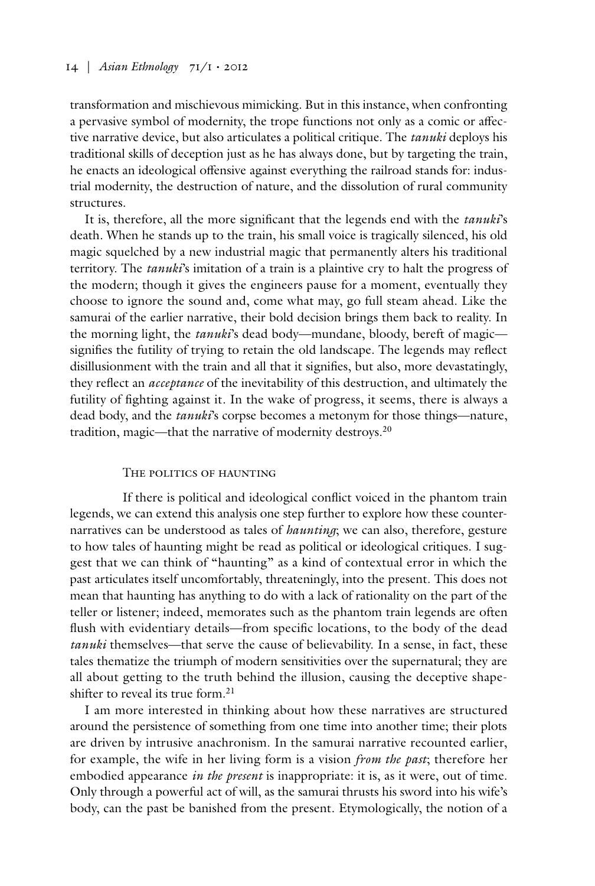transformation and mischievous mimicking. But in this instance, when confronting a pervasive symbol of modernity, the trope functions not only as a comic or affective narrative device, but also articulates a political critique. The *tanuki* deploys his traditional skills of deception just as he has always done, but by targeting the train, he enacts an ideological offensive against everything the railroad stands for: industrial modernity, the destruction of nature, and the dissolution of rural community structures.

It is, therefore, all the more significant that the legends end with the *tanuki*'s death. When he stands up to the train, his small voice is tragically silenced, his old magic squelched by a new industrial magic that permanently alters his traditional territory. The *tanuki*'s imitation of a train is a plaintive cry to halt the progress of the modern; though it gives the engineers pause for a moment, eventually they choose to ignore the sound and, come what may, go full steam ahead. Like the samurai of the earlier narrative, their bold decision brings them back to reality. In the morning light, the *tanuki*'s dead body—mundane, bloody, bereft of magic—signifies the futility of trying to retain the old landscape. The legends may reflect disillusionment with the train and all that it signifies, but also, more devastatingly, they reflect an *acceptance* of the inevitability of this destruction, and ultimately the futility of fighting against it. In the wake of progress, it seems, there is always a dead body, and the *tanuki*'s corpse becomes a metonym for those things—nature, tradition, magic—that the narrative of modernity destroys.[20]

## The politics of haunting

If there is political and ideological conflict voiced in the phantom train legends, we can extend this analysis one step further to explore how these counter-narratives can be understood as tales of *haunting*; we can also, therefore, gesture to how tales of haunting might be read as political or ideological critiques. I suggest that we can think of "haunting" as a kind of contextual error in which the past articulates itself uncomfortably, threateningly, into the present. This does not mean that haunting has anything to do with a lack of rationality on the part of the teller or listener; indeed, memorates such as the phantom train legends are often flush with evidentiary details—from specific locations, to the body of the dead *tanuki* themselves—that serve the cause of believability. In a sense, in fact, these tales thematize the triumph of modern sensitivities over the supernatural; they are all about getting to the truth behind the illusion, causing the deceptive shape-shifter to reveal its true form.[21]

I am more interested in thinking about how these narratives are structured around the persistence of something from one time into another time; their plots are driven by intrusive anachronism. In the samurai narrative recounted earlier, for example, the wife in her living form is a vision *from the past*; therefore her embodied appearance *in the present* is inappropriate: it is, as it were, out of time. Only through a powerful act of will, as the samurai thrusts his sword into his wife's body, can the past be banished from the present. Etymologically, the notion of a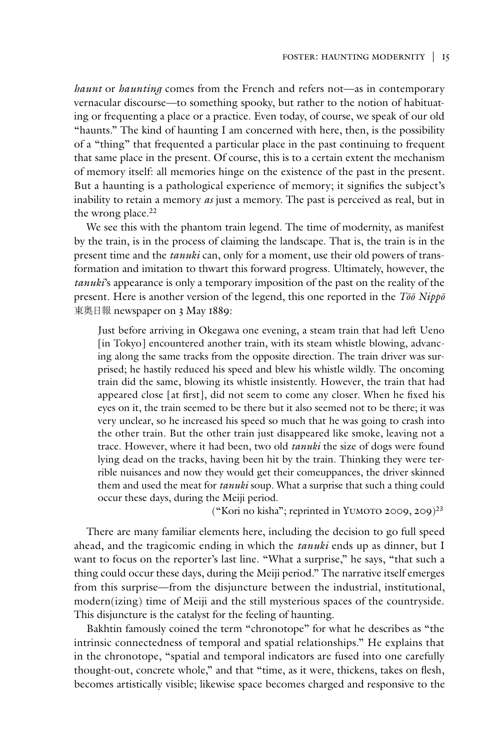*haunt* or *haunting* comes from the French and refers not—as in contemporary vernacular discourse—to something spooky, but rather to the notion of habituating or frequenting a place or a practice. Even today, of course, we speak of our old "haunts." The kind of haunting I am concerned with here, then, is the possibility of a "thing" that frequented a particular place in the past continuing to frequent that same place in the present. Of course, this is to a certain extent the mechanism of memory itself: all memories hinge on the existence of the past in the present. But a haunting is a pathological experience of memory; it signifies the subject's inability to retain a memory *as* just a memory. The past is perceived as real, but in the wrong place.[22]

We see this with the phantom train legend. The time of modernity, as manifest by the train, is in the process of claiming the landscape. That is, the train is in the present time and the *tanuki* can, only for a moment, use their old powers of transformation and imitation to thwart this forward progress. Ultimately, however, the *tanuki*'s appearance is only a temporary imposition of the past on the reality of the present. Here is another version of the legend, this one reported in the *Tōō Nippō* 東奥日報 newspaper on 3 May 1889:

> Just before arriving in Okegawa one evening, a steam train that had left Ueno [in Tokyo] encountered another train, with its steam whistle blowing, advancing along the same tracks from the opposite direction. The train driver was surprised; he hastily reduced his speed and blew his whistle wildly. The oncoming train did the same, blowing its whistle insistently. However, the train that had appeared close [at first], did not seem to come any closer. When he fixed his eyes on it, the train seemed to be there but it also seemed not to be there; it was very unclear, so he increased his speed so much that he was going to crash into the other train. But the other train just disappeared like smoke, leaving not a trace. However, where it had been, two old *tanuki* the size of dogs were found lying dead on the tracks, having been hit by the train. Thinking they were terrible nuisances and now they would get their comeuppances, the driver skinned them and used the meat for *tanuki* soup. What a surprise that such a thing could occur these days, during the Meiji period.
>
> ("Kori no kisha"; reprinted in Yumoto 2009, 209)[23]

There are many familiar elements here, including the decision to go full speed ahead, and the tragicomic ending in which the *tanuki* ends up as dinner, but I want to focus on the reporter's last line. "What a surprise," he says, "that such a thing could occur these days, during the Meiji period." The narrative itself emerges from this surprise—from the disjuncture between the industrial, institutional, modern(izing) time of Meiji and the still mysterious spaces of the countryside. This disjuncture is the catalyst for the feeling of haunting.

Bakhtin famously coined the term "chronotope" for what he describes as "the intrinsic connectedness of temporal and spatial relationships." He explains that in the chronotope, "spatial and temporal indicators are fused into one carefully thought-out, concrete whole," and that "time, as it were, thickens, takes on flesh, becomes artistically visible; likewise space becomes charged and responsive to the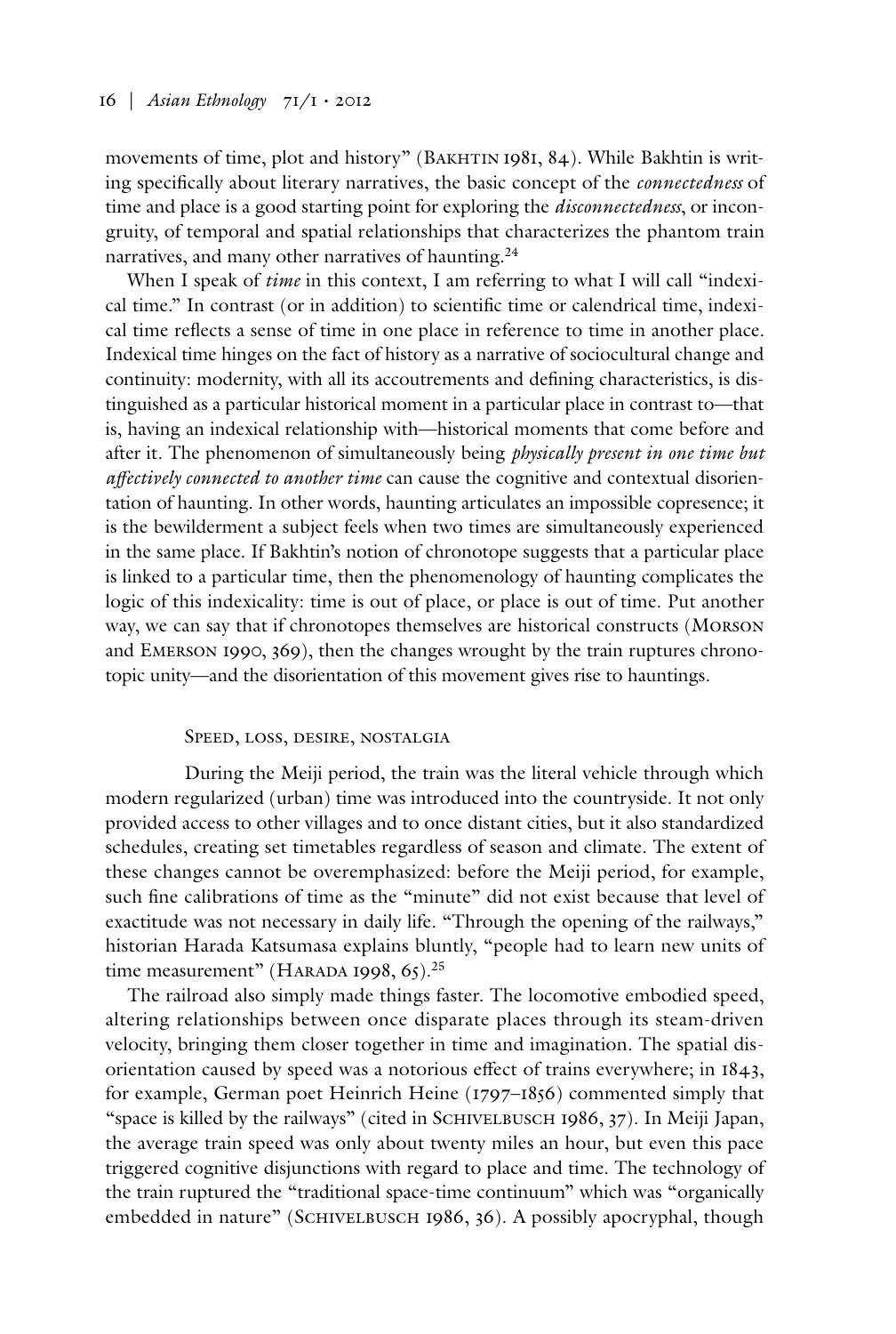movements of time, plot and history" (Bakhtin 1981, 84). While Bakhtin is writing specifically about literary narratives, the basic concept of the *connectedness* of time and place is a good starting point for exploring the *disconnectedness*, or incongruity, of temporal and spatial relationships that characterizes the phantom train narratives, and many other narratives of haunting.[24]

When I speak of *time* in this context, I am referring to what I will call "indexical time." In contrast (or in addition) to scientific time or calendrical time, indexical time reflects a sense of time in one place in reference to time in another place. Indexical time hinges on the fact of history as a narrative of sociocultural change and continuity: modernity, with all its accoutrements and defining characteristics, is distinguished as a particular historical moment in a particular place in contrast to—that is, having an indexical relationship with—historical moments that come before and after it. The phenomenon of simultaneously being *physically present in one time but affectively connected to another time* can cause the cognitive and contextual disorientation of haunting. In other words, haunting articulates an impossible copresence; it is the bewilderment a subject feels when two times are simultaneously experienced in the same place. If Bakhtin's notion of chronotope suggests that a particular place is linked to a particular time, then the phenomenology of haunting complicates the logic of this indexicality: time is out of place, or place is out of time. Put another way, we can say that if chronotopes themselves are historical constructs (Morson and Emerson 1990, 369), then the changes wrought by the train ruptures chronotopic unity—and the disorientation of this movement gives rise to hauntings.

## Speed, loss, desire, nostalgia

During the Meiji period, the train was the literal vehicle through which modern regularized (urban) time was introduced into the countryside. It not only provided access to other villages and to once distant cities, but it also standardized schedules, creating set timetables regardless of season and climate. The extent of these changes cannot be overemphasized: before the Meiji period, for example, such fine calibrations of time as the "minute" did not exist because that level of exactitude was not necessary in daily life. "Through the opening of the railways," historian Harada Katsumasa explains bluntly, "people had to learn new units of time measurement" (Harada 1998, 65).[25]

The railroad also simply made things faster. The locomotive embodied speed, altering relationships between once disparate places through its steam-driven velocity, bringing them closer together in time and imagination. The spatial disorientation caused by speed was a notorious effect of trains everywhere; in 1843, for example, German poet Heinrich Heine (1797–1856) commented simply that "space is killed by the railways" (cited in Schivelbusch 1986, 37). In Meiji Japan, the average train speed was only about twenty miles an hour, but even this pace triggered cognitive disjunctions with regard to place and time. The technology of the train ruptured the "traditional space-time continuum" which was "organically embedded in nature" (Schivelbusch 1986, 36). A possibly apocryphal, though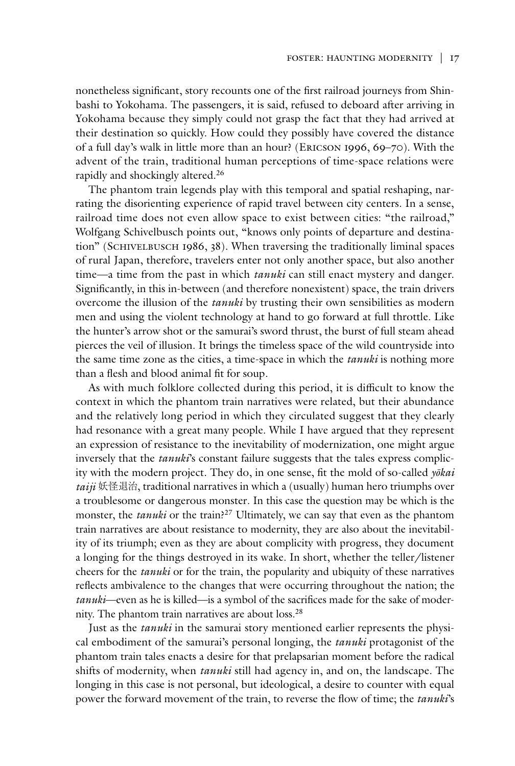nonetheless significant, story recounts one of the first railroad journeys from Shinbashi to Yokohama. The passengers, it is said, refused to deboard after arriving in Yokohama because they simply could not grasp the fact that they had arrived at their destination so quickly. How could they possibly have covered the distance of a full day's walk in little more than an hour? (Ericson 1996, 69–70). With the advent of the train, traditional human perceptions of time-space relations were rapidly and shockingly altered.[26]

The phantom train legends play with this temporal and spatial reshaping, narrating the disorienting experience of rapid travel between city centers. In a sense, railroad time does not even allow space to exist between cities: "the railroad," Wolfgang Schivelbusch points out, "knows only points of departure and destination" (Schivelbusch 1986, 38). When traversing the traditionally liminal spaces of rural Japan, therefore, travelers enter not only another space, but also another time—a time from the past in which *tanuki* can still enact mystery and danger. Significantly, in this in-between (and therefore nonexistent) space, the train drivers overcome the illusion of the *tanuki* by trusting their own sensibilities as modern men and using the violent technology at hand to go forward at full throttle. Like the hunter's arrow shot or the samurai's sword thrust, the burst of full steam ahead pierces the veil of illusion. It brings the timeless space of the wild countryside into the same time zone as the cities, a time-space in which the *tanuki* is nothing more than a flesh and blood animal fit for soup.

As with much folklore collected during this period, it is difficult to know the context in which the phantom train narratives were related, but their abundance and the relatively long period in which they circulated suggest that they clearly had resonance with a great many people. While I have argued that they represent an expression of resistance to the inevitability of modernization, one might argue inversely that the *tanuki*'s constant failure suggests that the tales express complicity with the modern project. They do, in one sense, fit the mold of so-called *yōkai taiji* 妖怪退治, traditional narratives in which a (usually) human hero triumphs over a troublesome or dangerous monster. In this case the question may be which is the monster, the *tanuki* or the train?[27] Ultimately, we can say that even as the phantom train narratives are about resistance to modernity, they are also about the inevitability of its triumph; even as they are about complicity with progress, they document a longing for the things destroyed in its wake. In short, whether the teller/listener cheers for the *tanuki* or for the train, the popularity and ubiquity of these narratives reflects ambivalence to the changes that were occurring throughout the nation; the *tanuki*—even as he is killed—is a symbol of the sacrifices made for the sake of modernity. The phantom train narratives are about loss.[28]

Just as the *tanuki* in the samurai story mentioned earlier represents the physical embodiment of the samurai's personal longing, the *tanuki* protagonist of the phantom train tales enacts a desire for that prelapsarian moment before the radical shifts of modernity, when *tanuki* still had agency in, and on, the landscape. The longing in this case is not personal, but ideological, a desire to counter with equal power the forward movement of the train, to reverse the flow of time; the *tanuki*'s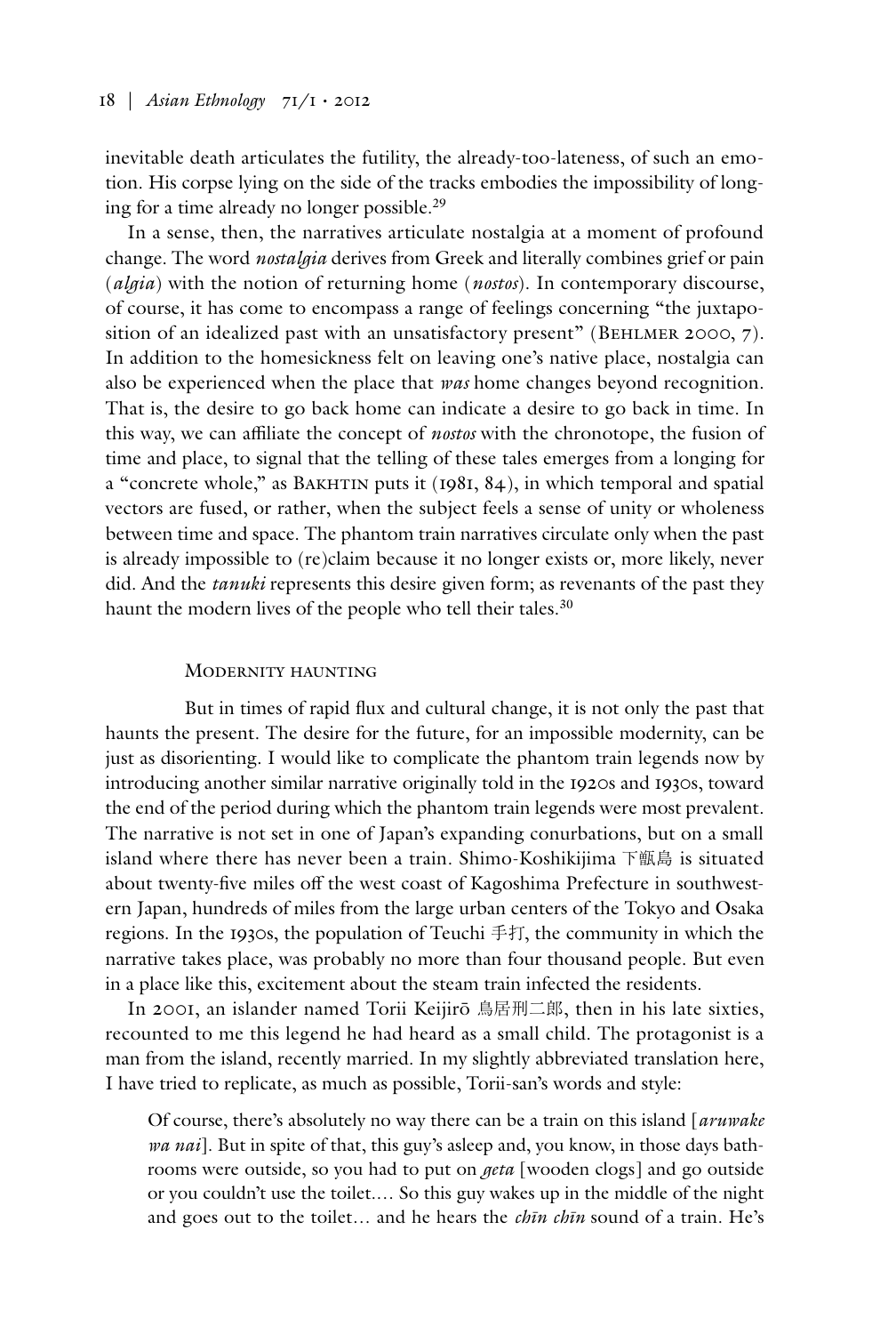inevitable death articulates the futility, the already-too-lateness, of such an emotion. His corpse lying on the side of the tracks embodies the impossibility of longing for a time already no longer possible.[29]

In a sense, then, the narratives articulate nostalgia at a moment of profound change. The word *nostalgia* derives from Greek and literally combines grief or pain (*algia*) with the notion of returning home (*nostos*). In contemporary discourse, of course, it has come to encompass a range of feelings concerning "the juxtaposition of an idealized past with an unsatisfactory present" (Behlmer 2000, 7). In addition to the homesickness felt on leaving one's native place, nostalgia can also be experienced when the place that *was* home changes beyond recognition. That is, the desire to go back home can indicate a desire to go back in time. In this way, we can affiliate the concept of *nostos* with the chronotope, the fusion of time and place, to signal that the telling of these tales emerges from a longing for a "concrete whole," as Bakhtin puts it (1981, 84), in which temporal and spatial vectors are fused, or rather, when the subject feels a sense of unity or wholeness between time and space. The phantom train narratives circulate only when the past is already impossible to (re)claim because it no longer exists or, more likely, never did. And the *tanuki* represents this desire given form; as revenants of the past they haunt the modern lives of the people who tell their tales.[30]

## Modernity haunting

But in times of rapid flux and cultural change, it is not only the past that haunts the present. The desire for the future, for an impossible modernity, can be just as disorienting. I would like to complicate the phantom train legends now by introducing another similar narrative originally told in the 1920s and 1930s, toward the end of the period during which the phantom train legends were most prevalent. The narrative is not set in one of Japan's expanding conurbations, but on a small island where there has never been a train. Shimo-Koshikijima 下甑島 is situated about twenty-five miles off the west coast of Kagoshima Prefecture in southwestern Japan, hundreds of miles from the large urban centers of the Tokyo and Osaka regions. In the 1930s, the population of Teuchi 手打, the community in which the narrative takes place, was probably no more than four thousand people. But even in a place like this, excitement about the steam train infected the residents.

In 2001, an islander named Torii Keijirō 鳥居刑二郎, then in his late sixties, recounted to me this legend he had heard as a small child. The protagonist is a man from the island, recently married. In my slightly abbreviated translation here, I have tried to replicate, as much as possible, Torii-san's words and style:

> Of course, there's absolutely no way there can be a train on this island [*aruwake wa nai*]. But in spite of that, this guy's asleep and, you know, in those days bathrooms were outside, so you had to put on *geta* [wooden clogs] and go outside or you couldn't use the toilet.... So this guy wakes up in the middle of the night and goes out to the toilet... and he hears the *chīn chīn* sound of a train. He's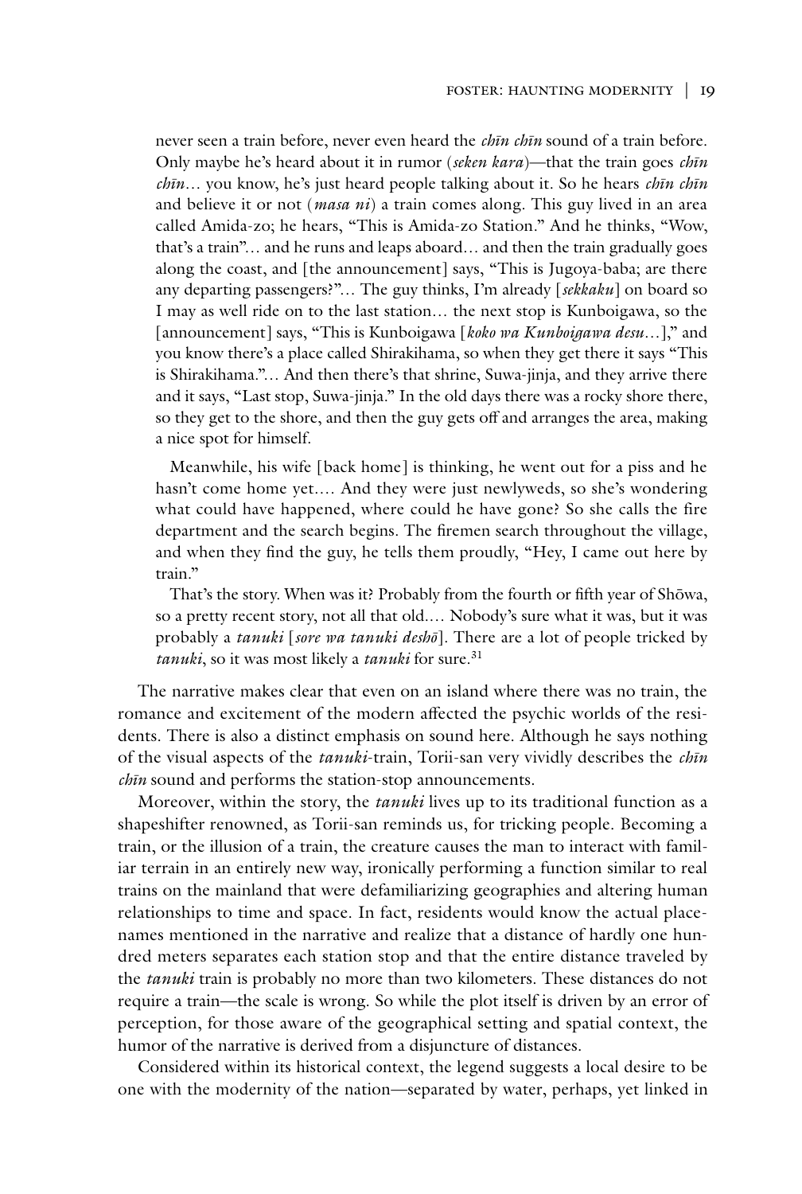never seen a train before, never even heard the *chīn chīn* sound of a train before. Only maybe he's heard about it in rumor (*seken kara*)—that the train goes *chīn chīn*… you know, he's just heard people talking about it. So he hears *chīn chīn* and believe it or not (*masa ni*) a train comes along. This guy lived in an area called Amida-zo; he hears, "This is Amida-zo Station." And he thinks, "Wow, that's a train"… and he runs and leaps aboard… and then the train gradually goes along the coast, and [the announcement] says, "This is Jugoya-baba; are there any departing passengers?"… The guy thinks, I'm already [*sekkaku*] on board so I may as well ride on to the last station… the next stop is Kunboigawa, so the [announcement] says, "This is Kunboigawa [*koko wa Kunboigawa desu*…]," and you know there's a place called Shirakihama, so when they get there it says "This is Shirakihama."… And then there's that shrine, Suwa-jinja, and they arrive there and it says, "Last stop, Suwa-jinja." In the old days there was a rocky shore there, so they get to the shore, and then the guy gets off and arranges the area, making a nice spot for himself.

Meanwhile, his wife [back home] is thinking, he went out for a piss and he hasn't come home yet…. And they were just newlyweds, so she's wondering what could have happened, where could he have gone? So she calls the fire department and the search begins. The firemen search throughout the village, and when they find the guy, he tells them proudly, "Hey, I came out here by train."

That's the story. When was it? Probably from the fourth or fifth year of Shōwa, so a pretty recent story, not all that old…. Nobody's sure what it was, but it was probably a *tanuki* [*sore wa tanuki deshō*]. There are a lot of people tricked by *tanuki*, so it was most likely a *tanuki* for sure.[31]

The narrative makes clear that even on an island where there was no train, the romance and excitement of the modern affected the psychic worlds of the residents. There is also a distinct emphasis on sound here. Although he says nothing of the visual aspects of the *tanuki*-train, Torii-san very vividly describes the *chīn chīn* sound and performs the station-stop announcements.

Moreover, within the story, the *tanuki* lives up to its traditional function as a shapeshifter renowned, as Torii-san reminds us, for tricking people. Becoming a train, or the illusion of a train, the creature causes the man to interact with familiar terrain in an entirely new way, ironically performing a function similar to real trains on the mainland that were defamiliarizing geographies and altering human relationships to time and space. In fact, residents would know the actual place-names mentioned in the narrative and realize that a distance of hardly one hundred meters separates each station stop and that the entire distance traveled by the *tanuki* train is probably no more than two kilometers. These distances do not require a train—the scale is wrong. So while the plot itself is driven by an error of perception, for those aware of the geographical setting and spatial context, the humor of the narrative is derived from a disjuncture of distances.

Considered within its historical context, the legend suggests a local desire to be one with the modernity of the nation—separated by water, perhaps, yet linked in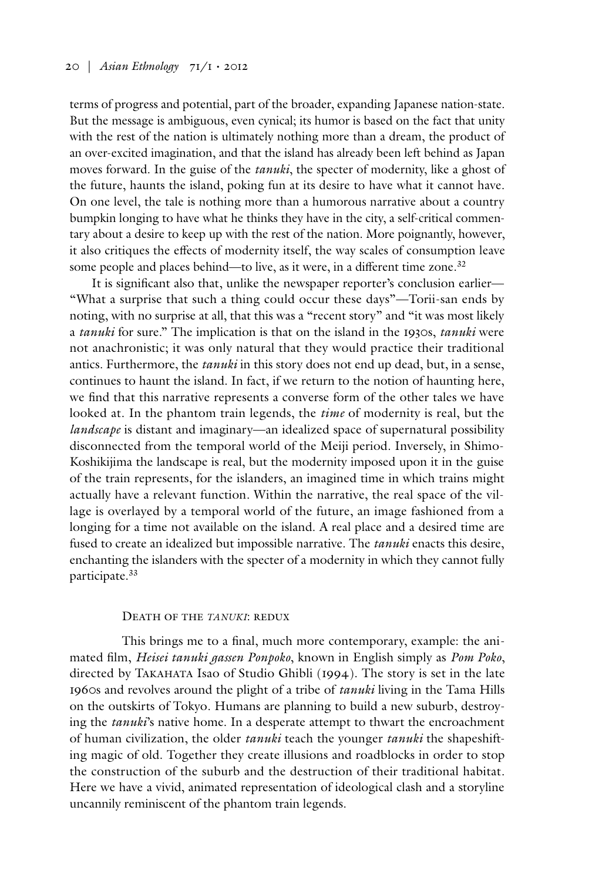terms of progress and potential, part of the broader, expanding Japanese nation-state. But the message is ambiguous, even cynical; its humor is based on the fact that unity with the rest of the nation is ultimately nothing more than a dream, the product of an over-excited imagination, and that the island has already been left behind as Japan moves forward. In the guise of the *tanuki*, the specter of modernity, like a ghost of the future, haunts the island, poking fun at its desire to have what it cannot have. On one level, the tale is nothing more than a humorous narrative about a country bumpkin longing to have what he thinks they have in the city, a self-critical commentary about a desire to keep up with the rest of the nation. More poignantly, however, it also critiques the effects of modernity itself, the way scales of consumption leave some people and places behind—to live, as it were, in a different time zone.[32]

It is significant also that, unlike the newspaper reporter's conclusion earlier—"What a surprise that such a thing could occur these days"—Torii-san ends by noting, with no surprise at all, that this was a "recent story" and "it was most likely a *tanuki* for sure." The implication is that on the island in the 1930s, *tanuki* were not anachronistic; it was only natural that they would practice their traditional antics. Furthermore, the *tanuki* in this story does not end up dead, but, in a sense, continues to haunt the island. In fact, if we return to the notion of haunting here, we find that this narrative represents a converse form of the other tales we have looked at. In the phantom train legends, the *time* of modernity is real, but the *landscape* is distant and imaginary—an idealized space of supernatural possibility disconnected from the temporal world of the Meiji period. Inversely, in Shimo-Koshikijima the landscape is real, but the modernity imposed upon it in the guise of the train represents, for the islanders, an imagined time in which trains might actually have a relevant function. Within the narrative, the real space of the village is overlayed by a temporal world of the future, an image fashioned from a longing for a time not available on the island. A real place and a desired time are fused to create an idealized but impossible narrative. The *tanuki* enacts this desire, enchanting the islanders with the specter of a modernity in which they cannot fully participate.[33]

## Death of the *tanuki*: redux

This brings me to a final, much more contemporary, example: the animated film, *Heisei tanuki gassen Ponpoko*, known in English simply as *Pom Poko*, directed by Takahata Isao of Studio Ghibli (1994). The story is set in the late 1960s and revolves around the plight of a tribe of *tanuki* living in the Tama Hills on the outskirts of Tokyo. Humans are planning to build a new suburb, destroying the *tanuki*'s native home. In a desperate attempt to thwart the encroachment of human civilization, the older *tanuki* teach the younger *tanuki* the shapeshifting magic of old. Together they create illusions and roadblocks in order to stop the construction of the suburb and the destruction of their traditional habitat. Here we have a vivid, animated representation of ideological clash and a storyline uncannily reminiscent of the phantom train legends.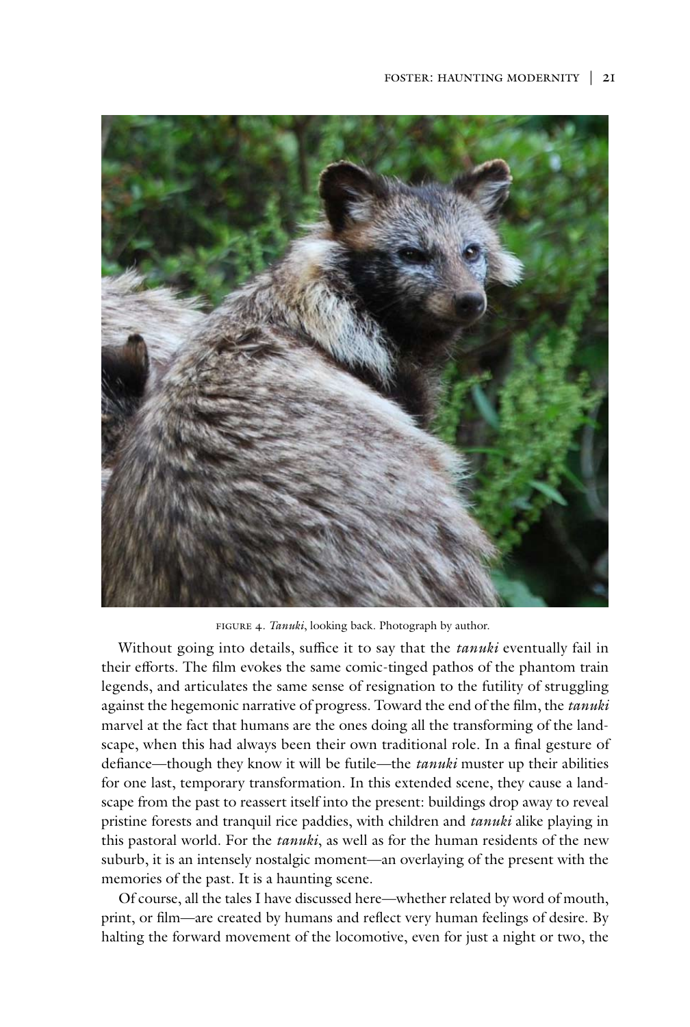FIGURE 4. *Tanuki*, looking back. Photograph by author.

Without going into details, suffice it to say that the *tanuki* eventually fail in their efforts. The film evokes the same comic-tinged pathos of the phantom train legends, and articulates the same sense of resignation to the futility of struggling against the hegemonic narrative of progress. Toward the end of the film, the *tanuki* marvel at the fact that humans are the ones doing all the transforming of the landscape, when this had always been their own traditional role. In a final gesture of defiance—though they know it will be futile—the *tanuki* muster up their abilities for one last, temporary transformation. In this extended scene, they cause a landscape from the past to reassert itself into the present: buildings drop away to reveal pristine forests and tranquil rice paddies, with children and *tanuki* alike playing in this pastoral world. For the *tanuki*, as well as for the human residents of the new suburb, it is an intensely nostalgic moment—an overlaying of the present with the memories of the past. It is a haunting scene.

Of course, all the tales I have discussed here—whether related by word of mouth, print, or film—are created by humans and reflect very human feelings of desire. By halting the forward movement of the locomotive, even for just a night or two, the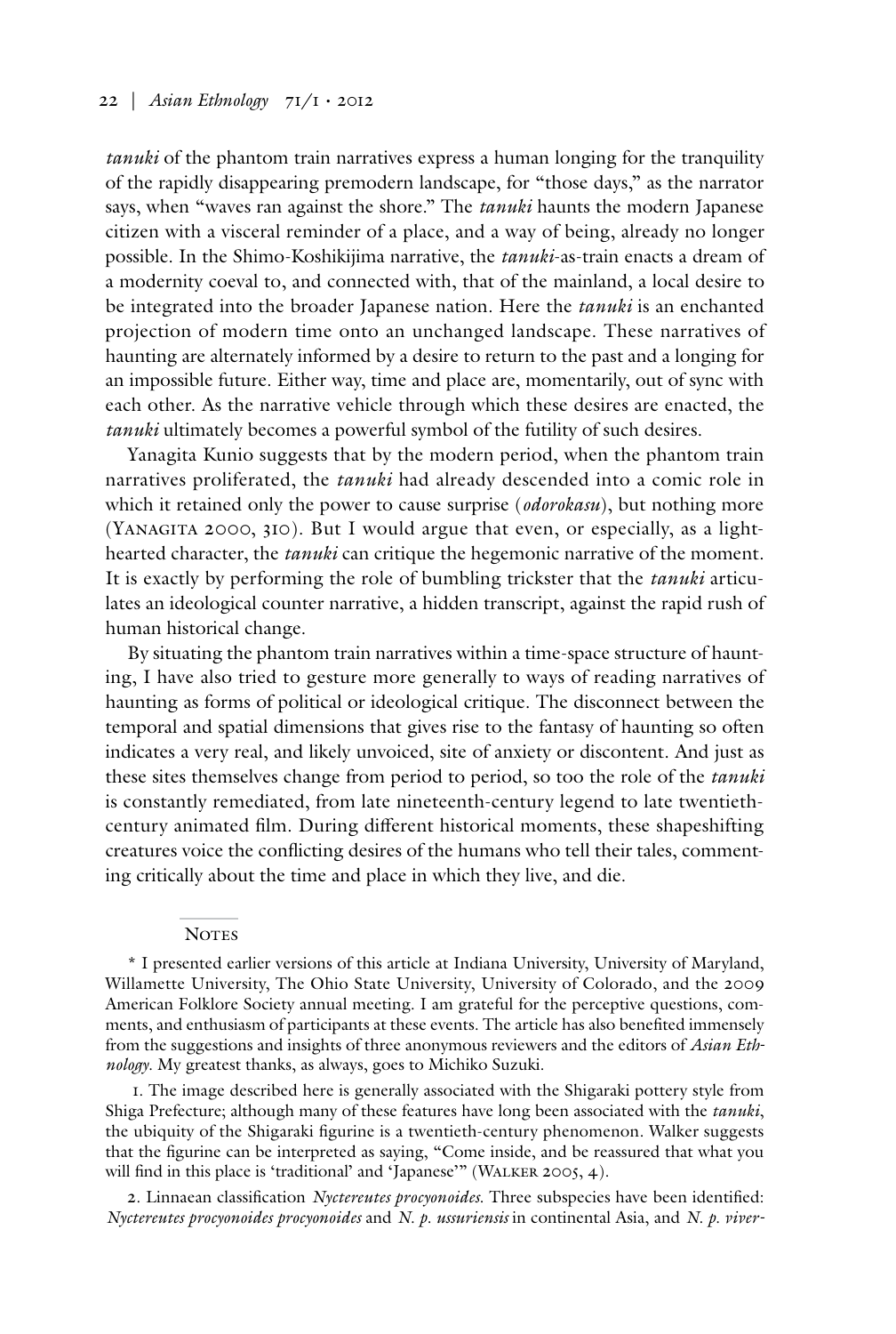*tanuki* of the phantom train narratives express a human longing for the tranquility of the rapidly disappearing premodern landscape, for "those days," as the narrator says, when "waves ran against the shore." The *tanuki* haunts the modern Japanese citizen with a visceral reminder of a place, and a way of being, already no longer possible. In the Shimo-Koshikijima narrative, the *tanuki*-as-train enacts a dream of a modernity coeval to, and connected with, that of the mainland, a local desire to be integrated into the broader Japanese nation. Here the *tanuki* is an enchanted projection of modern time onto an unchanged landscape. These narratives of haunting are alternately informed by a desire to return to the past and a longing for an impossible future. Either way, time and place are, momentarily, out of sync with each other. As the narrative vehicle through which these desires are enacted, the *tanuki* ultimately becomes a powerful symbol of the futility of such desires.

Yanagita Kunio suggests that by the modern period, when the phantom train narratives proliferated, the *tanuki* had already descended into a comic role in which it retained only the power to cause surprise (*odorokasu*), but nothing more (Yanagita 2000, 310). But I would argue that even, or especially, as a lighthearted character, the *tanuki* can critique the hegemonic narrative of the moment. It is exactly by performing the role of bumbling trickster that the *tanuki* articulates an ideological counter narrative, a hidden transcript, against the rapid rush of human historical change.

By situating the phantom train narratives within a time-space structure of haunting, I have also tried to gesture more generally to ways of reading narratives of haunting as forms of political or ideological critique. The disconnect between the temporal and spatial dimensions that gives rise to the fantasy of haunting so often indicates a very real, and likely unvoiced, site of anxiety or discontent. And just as these sites themselves change from period to period, so too the role of the *tanuki* is constantly remediated, from late nineteenth-century legend to late twentieth-century animated film. During different historical moments, these shapeshifting creatures voice the conflicting desires of the humans who tell their tales, commenting critically about the time and place in which they live, and die.

## Notes

\* I presented earlier versions of this article at Indiana University, University of Maryland, Willamette University, The Ohio State University, University of Colorado, and the 2009 American Folklore Society annual meeting. I am grateful for the perceptive questions, comments, and enthusiasm of participants at these events. The article has also benefited immensely from the suggestions and insights of three anonymous reviewers and the editors of *Asian Ethnology*. My greatest thanks, as always, goes to Michiko Suzuki.

1. The image described here is generally associated with the Shigaraki pottery style from Shiga Prefecture; although many of these features have long been associated with the *tanuki*, the ubiquity of the Shigaraki figurine is a twentieth-century phenomenon. Walker suggests that the figurine can be interpreted as saying, "Come inside, and be reassured that what you will find in this place is 'traditional' and 'Japanese'" (Walker 2005, 4).

2. Linnaean classification *Nyctereutes procyonoides*. Three subspecies have been identified: *Nyctereutes procyonoides procyonoides* and *N. p. ussuriensis* in continental Asia, and *N. p. viver-*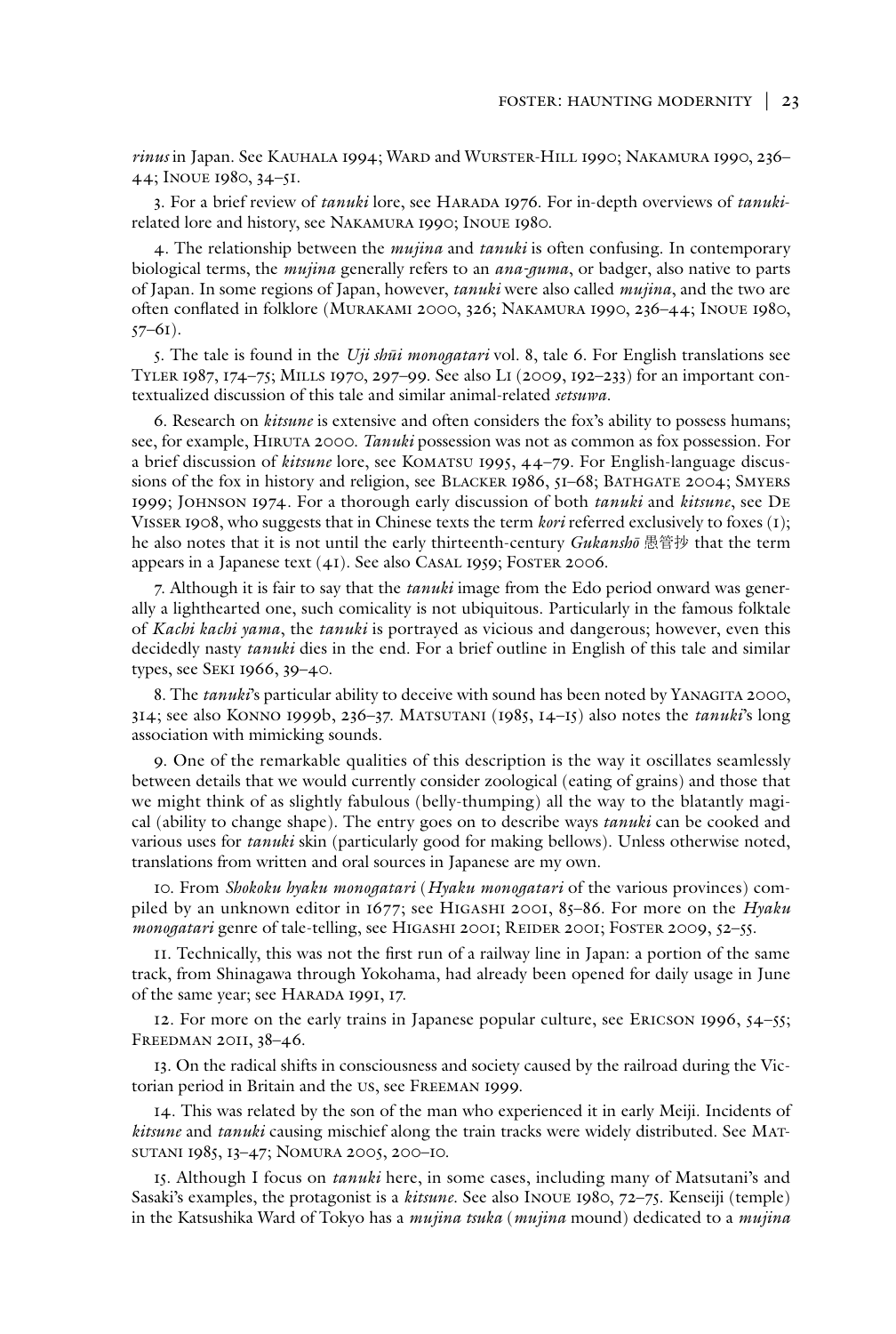*rinus* in Japan. See Kauhala 1994; Ward and Wurster-Hill 1990; Nakamura 1990, 236–44; Inoue 1980, 34–51.

3. For a brief review of *tanuki* lore, see Harada 1976. For in-depth overviews of *tanuki*-related lore and history, see Nakamura 1990; Inoue 1980.

4. The relationship between the *mujina* and *tanuki* is often confusing. In contemporary biological terms, the *mujina* generally refers to an *ana-guma*, or badger, also native to parts of Japan. In some regions of Japan, however, *tanuki* were also called *mujina*, and the two are often conflated in folklore (Murakami 2000, 326; Nakamura 1990, 236–44; Inoue 1980, 57–61).

5. The tale is found in the *Uji shūi monogatari* vol. 8, tale 6. For English translations see Tyler 1987, 174–75; Mills 1970, 297–99. See also Li (2009, 192–233) for an important contextualized discussion of this tale and similar animal-related *setsuwa*.

6. Research on *kitsune* is extensive and often considers the fox's ability to possess humans; see, for example, Hiruta 2000. *Tanuki* possession was not as common as fox possession. For a brief discussion of *kitsune* lore, see Komatsu 1995, 44–79. For English-language discussions of the fox in history and religion, see Blacker 1986, 51–68; Bathgate 2004; Smyers 1999; Johnson 1974. For a thorough early discussion of both *tanuki* and *kitsune*, see De Visser 1908, who suggests that in Chinese texts the term *kori* referred exclusively to foxes (1); he also notes that it is not until the early thirteenth-century *Gukanshō* 愚管抄 that the term appears in a Japanese text (41). See also Casal 1959; Foster 2006.

7. Although it is fair to say that the *tanuki* image from the Edo period onward was generally a lighthearted one, such comicality is not ubiquitous. Particularly in the famous folktale of *Kachi kachi yama*, the *tanuki* is portrayed as vicious and dangerous; however, even this decidedly nasty *tanuki* dies in the end. For a brief outline in English of this tale and similar types, see Seki 1966, 39–40.

8. The *tanuki*'s particular ability to deceive with sound has been noted by Yanagita 2000, 314; see also Konno 1999b, 236–37. Matsutani (1985, 14–15) also notes the *tanuki*'s long association with mimicking sounds.

9. One of the remarkable qualities of this description is the way it oscillates seamlessly between details that we would currently consider zoological (eating of grains) and those that we might think of as slightly fabulous (belly-thumping) all the way to the blatantly magical (ability to change shape). The entry goes on to describe ways *tanuki* can be cooked and various uses for *tanuki* skin (particularly good for making bellows). Unless otherwise noted, translations from written and oral sources in Japanese are my own.

10. From *Shokoku hyaku monogatari* (*Hyaku monogatari* of the various provinces) compiled by an unknown editor in 1677; see Higashi 2001, 85–86. For more on the *Hyaku monogatari* genre of tale-telling, see Higashi 2001; Reider 2001; Foster 2009, 52–55.

11. Technically, this was not the first run of a railway line in Japan: a portion of the same track, from Shinagawa through Yokohama, had already been opened for daily usage in June of the same year; see Harada 1991, 17.

12. For more on the early trains in Japanese popular culture, see Ericson 1996, 54–55; Freedman 2011, 38–46.

13. On the radical shifts in consciousness and society caused by the railroad during the Victorian period in Britain and the US, see Freeman 1999.

14. This was related by the son of the man who experienced it in early Meiji. Incidents of *kitsune* and *tanuki* causing mischief along the train tracks were widely distributed. See Matsutani 1985, 13–47; Nomura 2005, 200–10.

15. Although I focus on *tanuki* here, in some cases, including many of Matsutani's and Sasaki's examples, the protagonist is a *kitsune*. See also Inoue 1980, 72–75. Kenseiji (temple) in the Katsushika Ward of Tokyo has a *mujina tsuka* (*mujina* mound) dedicated to a *mujina*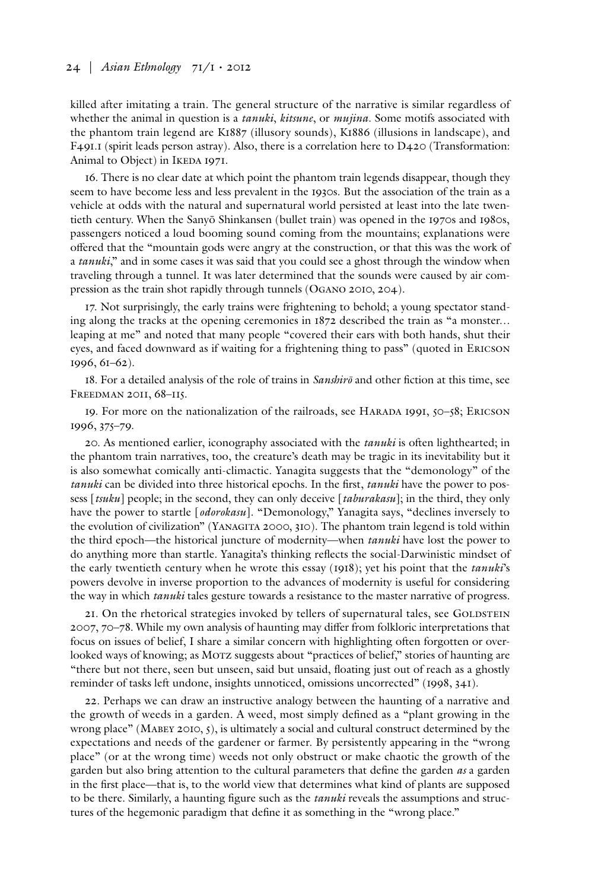killed after imitating a train. The general structure of the narrative is similar regardless of whether the animal in question is a *tanuki*, *kitsune*, or *mujina*. Some motifs associated with the phantom train legend are K1887 (illusory sounds), K1886 (illusions in landscape), and F491.1 (spirit leads person astray). Also, there is a correlation here to D420 (Transformation: Animal to Object) in Ikeda 1971.

16. There is no clear date at which point the phantom train legends disappear, though they seem to have become less and less prevalent in the 1930s. But the association of the train as a vehicle at odds with the natural and supernatural world persisted at least into the late twentieth century. When the Sanyō Shinkansen (bullet train) was opened in the 1970s and 1980s, passengers noticed a loud booming sound coming from the mountains; explanations were offered that the "mountain gods were angry at the construction, or that this was the work of a *tanuki*," and in some cases it was said that you could see a ghost through the window when traveling through a tunnel. It was later determined that the sounds were caused by air compression as the train shot rapidly through tunnels (Ogano 2010, 204).

17. Not surprisingly, the early trains were frightening to behold; a young spectator standing along the tracks at the opening ceremonies in 1872 described the train as "a monster… leaping at me" and noted that many people "covered their ears with both hands, shut their eyes, and faced downward as if waiting for a frightening thing to pass" (quoted in Ericson 1996, 61–62).

18. For a detailed analysis of the role of trains in *Sanshirō* and other fiction at this time, see Freedman 2011, 68–115.

19. For more on the nationalization of the railroads, see Harada 1991, 50–58; Ericson 1996, 375–79.

20. As mentioned earlier, iconography associated with the *tanuki* is often lighthearted; in the phantom train narratives, too, the creature's death may be tragic in its inevitability but it is also somewhat comically anti-climactic. Yanagita suggests that the "demonology" of the *tanuki* can be divided into three historical epochs. In the first, *tanuki* have the power to possess [*tsuku*] people; in the second, they can only deceive [*taburakasu*]; in the third, they only have the power to startle [*odorokasu*]. "Demonology," Yanagita says, "declines inversely to the evolution of civilization" (Yanagita 2000, 310). The phantom train legend is told within the third epoch—the historical juncture of modernity—when *tanuki* have lost the power to do anything more than startle. Yanagita's thinking reflects the social-Darwinistic mindset of the early twentieth century when he wrote this essay (1918); yet his point that the *tanuki*'s powers devolve in inverse proportion to the advances of modernity is useful for considering the way in which *tanuki* tales gesture towards a resistance to the master narrative of progress.

21. On the rhetorical strategies invoked by tellers of supernatural tales, see Goldstein 2007, 70–78. While my own analysis of haunting may differ from folkloric interpretations that focus on issues of belief, I share a similar concern with highlighting often forgotten or overlooked ways of knowing; as Motz suggests about "practices of belief," stories of haunting are "there but not there, seen but unseen, said but unsaid, floating just out of reach as a ghostly reminder of tasks left undone, insights unnoticed, omissions uncorrected" (1998, 341).

22. Perhaps we can draw an instructive analogy between the haunting of a narrative and the growth of weeds in a garden. A weed, most simply defined as a "plant growing in the wrong place" (Mabey 2010, 5), is ultimately a social and cultural construct determined by the expectations and needs of the gardener or farmer. By persistently appearing in the "wrong place" (or at the wrong time) weeds not only obstruct or make chaotic the growth of the garden but also bring attention to the cultural parameters that define the garden *as* a garden in the first place—that is, to the world view that determines what kind of plants are supposed to be there. Similarly, a haunting figure such as the *tanuki* reveals the assumptions and structures of the hegemonic paradigm that define it as something in the "wrong place."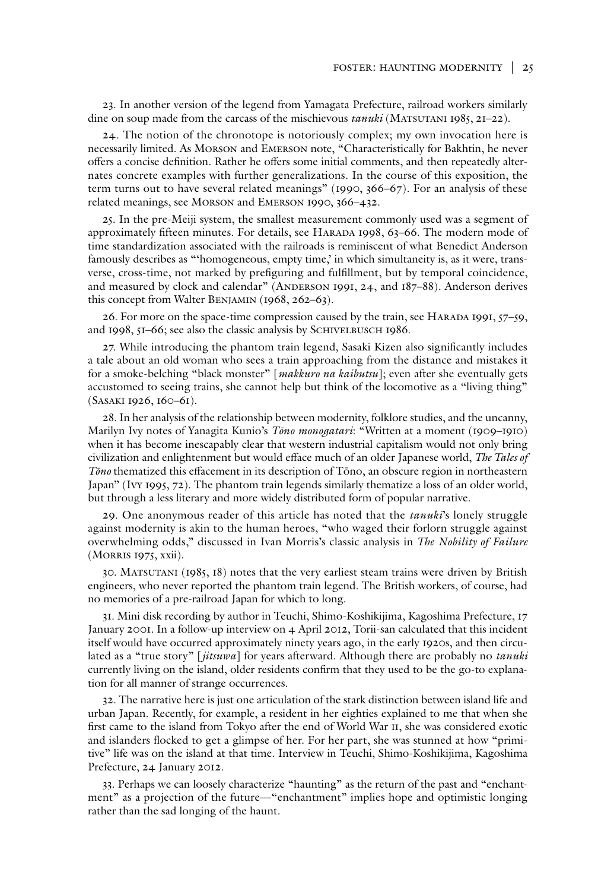23. In another version of the legend from Yamagata Prefecture, railroad workers similarly dine on soup made from the carcass of the mischievous *tanuki* (Matsutani 1985, 21–22).

24. The notion of the chronotope is notoriously complex; my own invocation here is necessarily limited. As Morson and Emerson note, "Characteristically for Bakhtin, he never offers a concise definition. Rather he offers some initial comments, and then repeatedly alternates concrete examples with further generalizations. In the course of this exposition, the term turns out to have several related meanings" (1990, 366–67). For an analysis of these related meanings, see Morson and Emerson 1990, 366–432.

25. In the pre-Meiji system, the smallest measurement commonly used was a segment of approximately fifteen minutes. For details, see Harada 1998, 63–66. The modern mode of time standardization associated with the railroads is reminiscent of what Benedict Anderson famously describes as "'homogeneous, empty time,' in which simultaneity is, as it were, transverse, cross-time, not marked by prefiguring and fulfillment, but by temporal coincidence, and measured by clock and calendar" (Anderson 1991, 24, and 187–88). Anderson derives this concept from Walter Benjamin (1968, 262–63).

26. For more on the space-time compression caused by the train, see Harada 1991, 57–59, and 1998, 51–66; see also the classic analysis by Schivelbusch 1986.

27. While introducing the phantom train legend, Sasaki Kizen also significantly includes a tale about an old woman who sees a train approaching from the distance and mistakes it for a smoke-belching "black monster" [*makkuro na kaibutsu*]; even after she eventually gets accustomed to seeing trains, she cannot help but think of the locomotive as a "living thing" (Sasaki 1926, 160–61).

28. In her analysis of the relationship between modernity, folklore studies, and the uncanny, Marilyn Ivy notes of Yanagita Kunio's *Tōno monogatari*: "Written at a moment (1909–1910) when it has become inescapably clear that western industrial capitalism would not only bring civilization and enlightenment but would efface much of an older Japanese world, *The Tales of Tōno* thematized this effacement in its description of Tōno, an obscure region in northeastern Japan" (Ivy 1995, 72). The phantom train legends similarly thematize a loss of an older world, but through a less literary and more widely distributed form of popular narrative.

29. One anonymous reader of this article has noted that the *tanuki*'s lonely struggle against modernity is akin to the human heroes, "who waged their forlorn struggle against overwhelming odds," discussed in Ivan Morris's classic analysis in *The Nobility of Failure* (Morris 1975, xxii).

30. Matsutani (1985, 18) notes that the very earliest steam trains were driven by British engineers, who never reported the phantom train legend. The British workers, of course, had no memories of a pre-railroad Japan for which to long.

31. Mini disk recording by author in Teuchi, Shimo-Koshikijima, Kagoshima Prefecture, 17 January 2001. In a follow-up interview on 4 April 2012, Torii-san calculated that this incident itself would have occurred approximately ninety years ago, in the early 1920s, and then circulated as a "true story" [*jitsuwa*] for years afterward. Although there are probably no *tanuki* currently living on the island, older residents confirm that they used to be the go-to explanation for all manner of strange occurrences.

32. The narrative here is just one articulation of the stark distinction between island life and urban Japan. Recently, for example, a resident in her eighties explained to me that when she first came to the island from Tokyo after the end of World War II, she was considered exotic and islanders flocked to get a glimpse of her. For her part, she was stunned at how "primitive" life was on the island at that time. Interview in Teuchi, Shimo-Koshikijima, Kagoshima Prefecture, 24 January 2012.

33. Perhaps we can loosely characterize "haunting" as the return of the past and "enchantment" as a projection of the future—"enchantment" implies hope and optimistic longing rather than the sad longing of the haunt.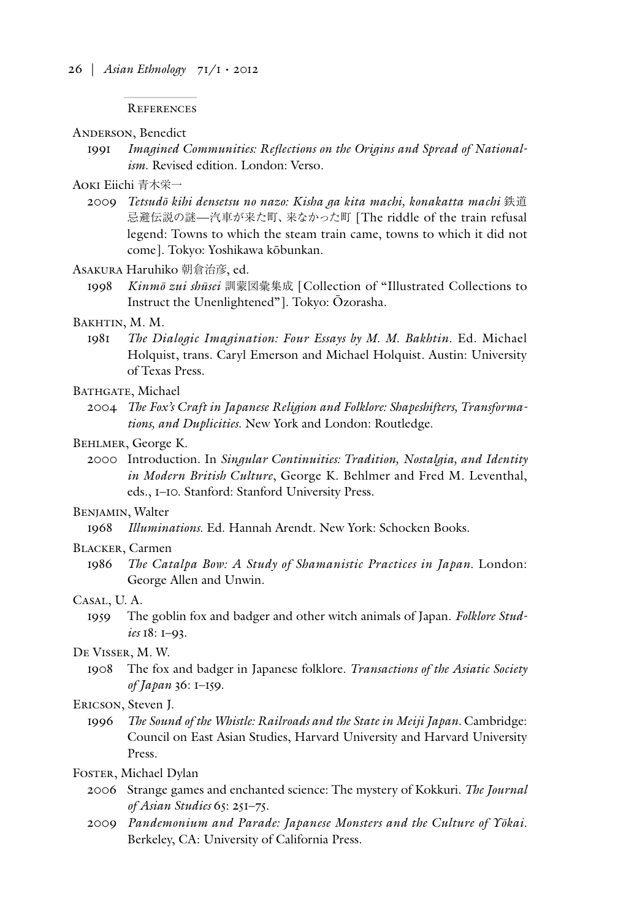## References

Anderson, Benedict

1991 *Imagined Communities: Reflections on the Origins and Spread of Nationalism.* Revised edition. London: Verso.

Aoki Eiichi 青木栄一

2009 *Tetsudō kihi densetsu no nazo: Kisha ga kita machi, konakatta machi* 鉄道忌避伝説の謎—汽車が来た町、来なかった町 [The riddle of the train refusal legend: Towns to which the steam train came, towns to which it did not come]. Tokyo: Yoshikawa kōbunkan.

Asakura Haruhiko 朝倉治彦, ed.

1998 *Kinmō zui shūsei* 訓蒙図彙集成 [Collection of "Illustrated Collections to Instruct the Unenlightened"]. Tokyo: Ōzorasha.

Bakhtin, M. M.

1981 *The Dialogic Imagination: Four Essays by M. M. Bakhtin.* Ed. Michael Holquist, trans. Caryl Emerson and Michael Holquist. Austin: University of Texas Press.

Bathgate, Michael

2004 *The Fox's Craft in Japanese Religion and Folklore: Shapeshifters, Transformations, and Duplicities.* New York and London: Routledge.

Behlmer, George K.

2000 Introduction. In *Singular Continuities: Tradition, Nostalgia, and Identity in Modern British Culture*, George K. Behlmer and Fred M. Leventhal, eds., 1–10. Stanford: Stanford University Press.

Benjamin, Walter

1968 *Illuminations.* Ed. Hannah Arendt. New York: Schocken Books.

Blacker, Carmen

1986 *The Catalpa Bow: A Study of Shamanistic Practices in Japan.* London: George Allen and Unwin.

Casal, U. A.

1959 The goblin fox and badger and other witch animals of Japan. *Folklore Studies* 18: 1–93.

De Visser, M. W.

1908 The fox and badger in Japanese folklore. *Transactions of the Asiatic Society of Japan* 36: 1–159.

Ericson, Steven J.

1996 *The Sound of the Whistle: Railroads and the State in Meiji Japan.* Cambridge: Council on East Asian Studies, Harvard University and Harvard University Press.

Foster, Michael Dylan

2006 Strange games and enchanted science: The mystery of Kokkuri. *The Journal of Asian Studies* 65: 251–75.

2009 *Pandemonium and Parade: Japanese Monsters and the Culture of Yōkai.* Berkeley, CA: University of California Press.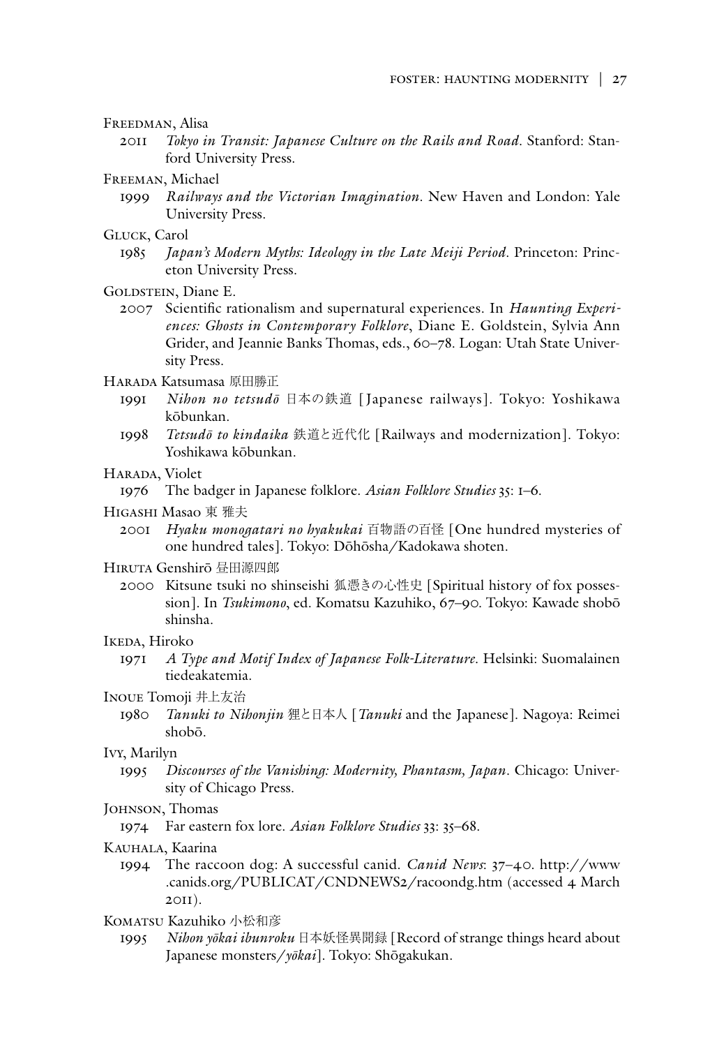Freedman, Alisa

2011 *Tokyo in Transit: Japanese Culture on the Rails and Road*. Stanford: Stanford University Press.

Freeman, Michael

1999 *Railways and the Victorian Imagination*. New Haven and London: Yale University Press.

Gluck, Carol

1985 *Japan's Modern Myths: Ideology in the Late Meiji Period*. Princeton: Princeton University Press.

Goldstein, Diane E.

2007 Scientific rationalism and supernatural experiences. In *Haunting Experiences: Ghosts in Contemporary Folklore*, Diane E. Goldstein, Sylvia Ann Grider, and Jeannie Banks Thomas, eds., 60–78. Logan: Utah State University Press.

Harada Katsumasa 原田勝正

1991 *Nihon no tetsudō* 日本の鉄道 [Japanese railways]. Tokyo: Yoshikawa kōbunkan.

1998 *Tetsudō to kindaika* 鉄道と近代化 [Railways and modernization]. Tokyo: Yoshikawa kōbunkan.

Harada, Violet

1976 The badger in Japanese folklore. *Asian Folklore Studies* 35: 1–6.

Higashi Masao 東 雅夫

2001 *Hyaku monogatari no hyakukai* 百物語の百怪 [One hundred mysteries of one hundred tales]. Tokyo: Dōhōsha/Kadokawa shoten.

Hiruta Genshirō 昼田源四郎

2000 Kitsune tsuki no shinseishi 狐憑きの心性史 [Spiritual history of fox possession]. In *Tsukimono*, ed. Komatsu Kazuhiko, 67–90. Tokyo: Kawade shobō shinsha.

Ikeda, Hiroko

1971 *A Type and Motif Index of Japanese Folk-Literature*. Helsinki: Suomalainen tiedeakatemia.

Inoue Tomoji 井上友治

1980 *Tanuki to Nihonjin* 狸と日本人 [*Tanuki* and the Japanese]. Nagoya: Reimei shobō.

Ivy, Marilyn

1995 *Discourses of the Vanishing: Modernity, Phantasm, Japan*. Chicago: University of Chicago Press.

Johnson, Thomas

1974 Far eastern fox lore. *Asian Folklore Studies* 33: 35–68.

Kauhala, Kaarina

1994 The raccoon dog: A successful canid. *Canid News*: 37–40. http://www.canids.org/PUBLICAT/CNDNEWS2/racoondg.htm (accessed 4 March 2011).

Komatsu Kazuhiko 小松和彦

1995 *Nihon yōkai ibunroku* 日本妖怪異聞録 [Record of strange things heard about Japanese monsters/*yōkai*]. Tokyo: Shōgakukan.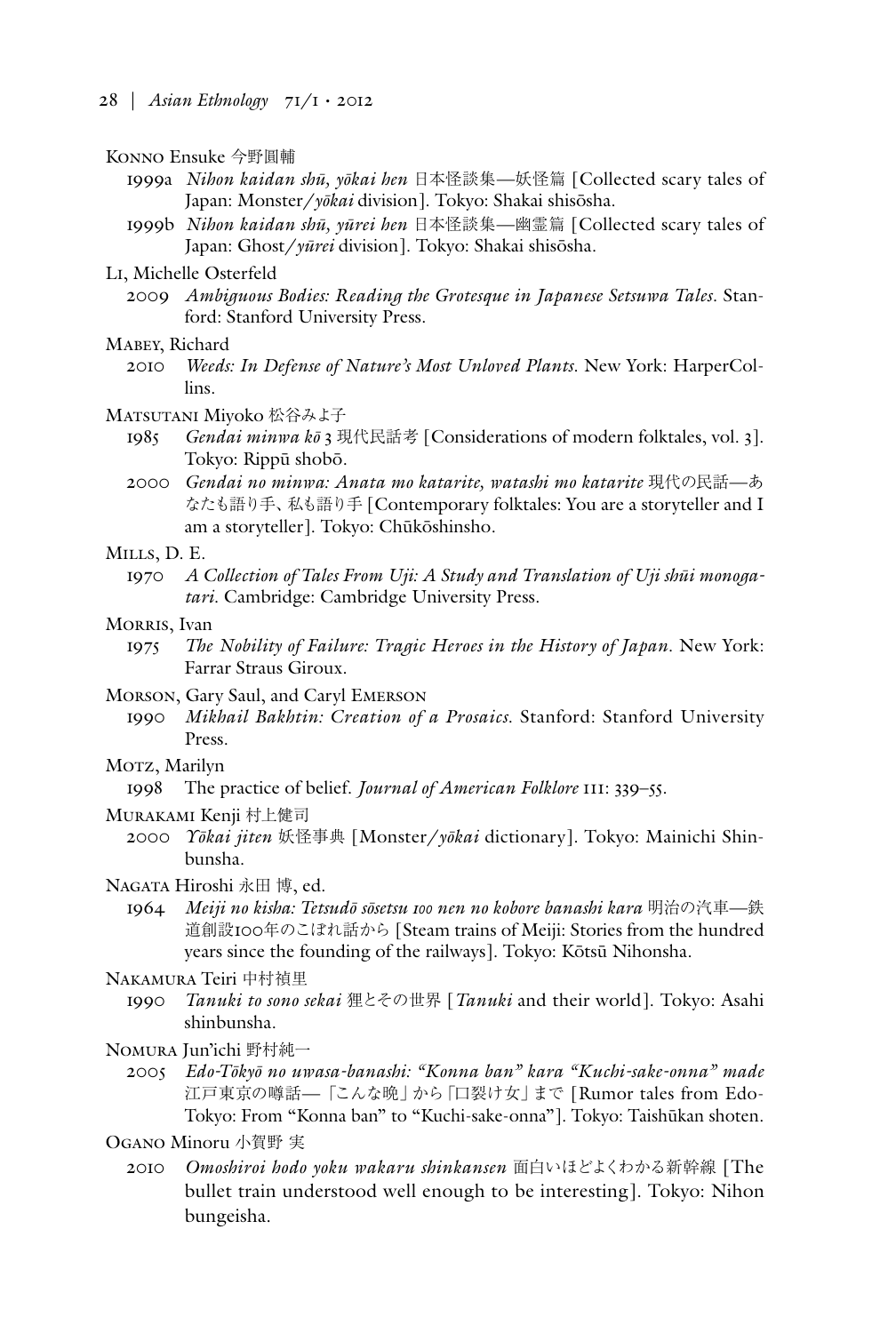Konno Ensuke 今野圓輔

1999a *Nihon kaidan shū, yōkai hen* 日本怪談集—妖怪篇 [Collected scary tales of Japan: Monster/*yōkai* division]. Tokyo: Shakai shisōsha.

1999b *Nihon kaidan shū, yūrei hen* 日本怪談集—幽霊篇 [Collected scary tales of Japan: Ghost/*yūrei* division]. Tokyo: Shakai shisōsha.

Li, Michelle Osterfeld

2009 *Ambiguous Bodies: Reading the Grotesque in Japanese Setsuwa Tales*. Stanford: Stanford University Press.

Mabey, Richard

2010 *Weeds: In Defense of Nature's Most Unloved Plants*. New York: HarperCollins.

Matsutani Miyoko 松谷みよ子

1985 *Gendai minwa kō* 3 現代民話考 [Considerations of modern folktales, vol. 3]. Tokyo: Rippū shobō.

2000 *Gendai no minwa: Anata mo katarite, watashi mo katarite* 現代の民話—あなたも語り手、私も語り手 [Contemporary folktales: You are a storyteller and I am a storyteller]. Tokyo: Chūkōshinsho.

Mills, D. E.

1970 *A Collection of Tales From Uji: A Study and Translation of Uji shūi monogatari*. Cambridge: Cambridge University Press.

Morris, Ivan

1975 *The Nobility of Failure: Tragic Heroes in the History of Japan*. New York: Farrar Straus Giroux.

Morson, Gary Saul, and Caryl Emerson

1990 *Mikhail Bakhtin: Creation of a Prosaics*. Stanford: Stanford University Press.

Motz, Marilyn

1998 The practice of belief. *Journal of American Folklore* 111: 339–55.

Murakami Kenji 村上健司

2000 *Yōkai jiten* 妖怪事典 [Monster/*yōkai* dictionary]. Tokyo: Mainichi Shinbunsha.

Nagata Hiroshi 永田 博, ed.

1964 *Meiji no kisha: Tetsudō sōsetsu 100 nen no kobore banashi kara* 明治の汽車—鉄道創設100年のこぼれ話から [Steam trains of Meiji: Stories from the hundred years since the founding of the railways]. Tokyo: Kōtsū Nihonsha.

Nakamura Teiri 中村禎里

1990 *Tanuki to sono sekai* 狸とその世界 [*Tanuki* and their world]. Tokyo: Asahi shinbunsha.

Nomura Jun'ichi 野村純一

2005 *Edo-Tōkyō no uwasa-banashi: "Konna ban" kara "Kuchi-sake-onna" made* 江戸東京の噂話—「こんな晩」から「口裂け女」まで [Rumor tales from Edo-Tokyo: From "Konna ban" to "Kuchi-sake-onna"]. Tokyo: Taishūkan shoten.

Ogano Minoru 小賀野 実

2010 *Omoshiroi hodo yoku wakaru shinkansen* 面白いほどよくわかる新幹線 [The bullet train understood well enough to be interesting]. Tokyo: Nihon bungeisha.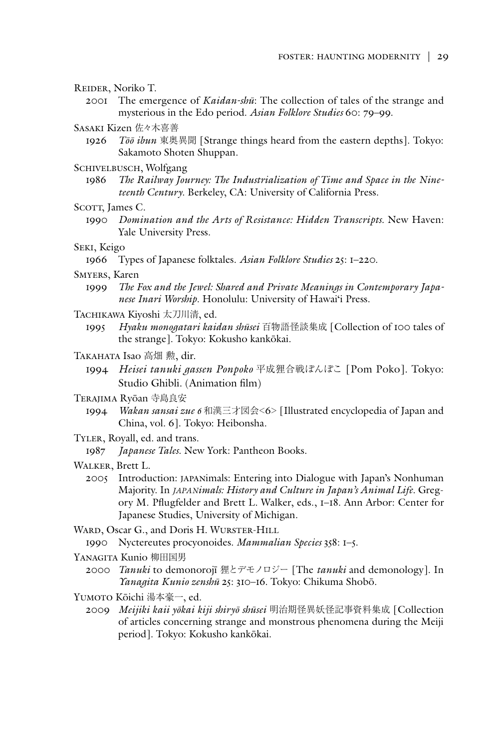Reider, Noriko T.

2001 The emergence of *Kaidan-shū*: The collection of tales of the strange and mysterious in the Edo period. *Asian Folklore Studies* 60: 79–99.

Sasaki Kizen 佐々木喜善

1926 *Tōō ibun* 東奥異聞 [Strange things heard from the eastern depths]. Tokyo: Sakamoto Shoten Shuppan.

Schivelbusch, Wolfgang

1986 *The Railway Journey: The Industrialization of Time and Space in the Nineteenth Century.* Berkeley, CA: University of California Press.

Scott, James C.

1990 *Domination and the Arts of Resistance: Hidden Transcripts.* New Haven: Yale University Press.

Seki, Keigo

1966 Types of Japanese folktales. *Asian Folklore Studies* 25: 1–220.

Smyers, Karen

1999 *The Fox and the Jewel: Shared and Private Meanings in Contemporary Japanese Inari Worship.* Honolulu: University of Hawai'i Press.

Tachikawa Kiyoshi 太刀川清, ed.

1995 *Hyaku monogatari kaidan shūsei* 百物語怪談集成 [Collection of 100 tales of the strange]. Tokyo: Kokusho kankōkai.

Takahata Isao 高畑 勲, dir.

1994 *Heisei tanuki gassen Ponpoko* 平成狸合戦ぽんぽこ [Pom Poko]. Tokyo: Studio Ghibli. (Animation film)

Terajima Ryōan 寺島良安

1994 *Wakan sansai zue 6* 和漢三才図会<6> [Illustrated encyclopedia of Japan and China, vol. 6]. Tokyo: Heibonsha.

Tyler, Royall, ed. and trans.

1987 *Japanese Tales.* New York: Pantheon Books.

Walker, Brett L.

2005 Introduction: japanimals: Entering into Dialogue with Japan's Nonhuman Majority. In *japanimals: History and Culture in Japan's Animal Life*. Gregory M. Pflugfelder and Brett L. Walker, eds., 1–18. Ann Arbor: Center for Japanese Studies, University of Michigan.

Ward, Oscar G., and Doris H. Wurster-Hill

1990 Nyctereutes procyonoides. *Mammalian Species* 358: 1–5.

Yanagita Kunio 柳田国男

2000 *Tanuki* to demonorojī 狸とデモノロジー [The *tanuki* and demonology]. In *Yanagita Kunio zenshū* 25: 310–16. Tokyo: Chikuma Shobō.

Yumoto Kōichi 湯本豪一, ed.

2009 *Meijiki kaii yōkai kiji shiryō shūsei* 明治期怪異妖怪記事資料集成 [Collection of articles concerning strange and monstrous phenomena during the Meiji period]. Tokyo: Kokusho kankōkai.